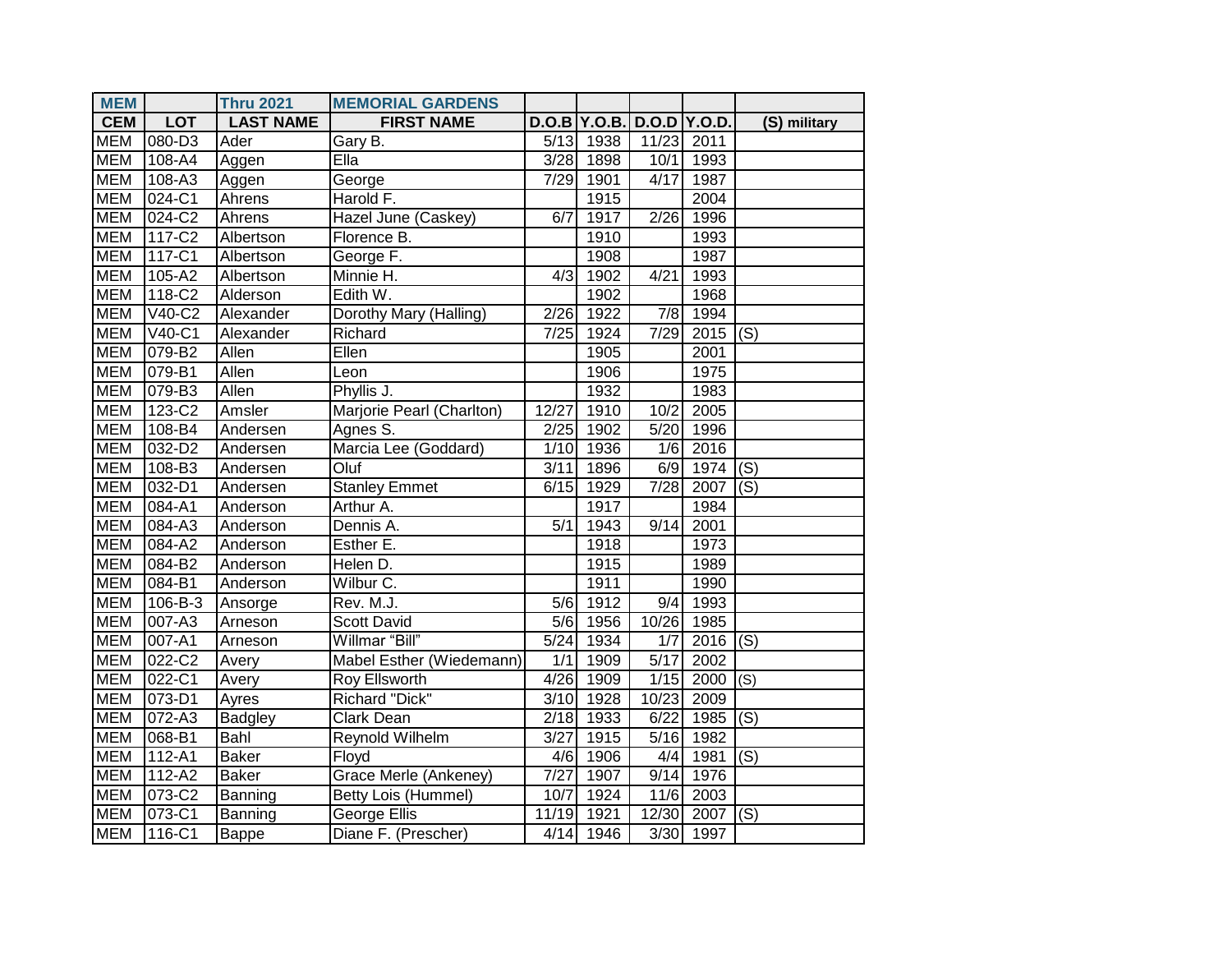| MEM | | Thru 2021 | MEMORIAL GARDENS | | | | | |
|---|---|---|---|---|---|---|---|---|
| **CEM** | **LOT** | **LAST NAME** | **FIRST NAME** | **D.O.B** | **Y.O.B.** | **D.O.D** | **Y.O.D.** | **(S) military** |
| MEM | 080-D3 | Ader | Gary B. | 5/13 | 1938 | 11/23 | 2011 | |
| MEM | 108-A4 | Aggen | Ella | 3/28 | 1898 | 10/1 | 1993 | |
| MEM | 108-A3 | Aggen | George | 7/29 | 1901 | 4/17 | 1987 | |
| MEM | 024-C1 | Ahrens | Harold F. | | 1915 | | 2004 | |
| MEM | 024-C2 | Ahrens | Hazel June (Caskey) | 6/7 | 1917 | 2/26 | 1996 | |
| MEM | 117-C2 | Albertson | Florence B. | | 1910 | | 1993 | |
| MEM | 117-C1 | Albertson | George F. | | 1908 | | 1987 | |
| MEM | 105-A2 | Albertson | Minnie H. | 4/3 | 1902 | 4/21 | 1993 | |
| MEM | 118-C2 | Alderson | Edith W. | | 1902 | | 1968 | |
| MEM | V40-C2 | Alexander | Dorothy Mary (Halling) | 2/26 | 1922 | 7/8 | 1994 | |
| MEM | V40-C1 | Alexander | Richard | 7/25 | 1924 | 7/29 | 2015 | (S) |
| MEM | 079-B2 | Allen | Ellen | | 1905 | | 2001 | |
| MEM | 079-B1 | Allen | Leon | | 1906 | | 1975 | |
| MEM | 079-B3 | Allen | Phyllis J. | | 1932 | | 1983 | |
| MEM | 123-C2 | Amsler | Marjorie Pearl (Charlton) | 12/27 | 1910 | 10/2 | 2005 | |
| MEM | 108-B4 | Andersen | Agnes S. | 2/25 | 1902 | 5/20 | 1996 | |
| MEM | 032-D2 | Andersen | Marcia Lee (Goddard) | 1/10 | 1936 | 1/6 | 2016 | |
| MEM | 108-B3 | Andersen | Oluf | 3/11 | 1896 | 6/9 | 1974 | (S) |
| MEM | 032-D1 | Andersen | Stanley Emmet | 6/15 | 1929 | 7/28 | 2007 | (S) |
| MEM | 084-A1 | Anderson | Arthur A. | | 1917 | | 1984 | |
| MEM | 084-A3 | Anderson | Dennis A. | 5/1 | 1943 | 9/14 | 2001 | |
| MEM | 084-A2 | Anderson | Esther E. | | 1918 | | 1973 | |
| MEM | 084-B2 | Anderson | Helen D. | | 1915 | | 1989 | |
| MEM | 084-B1 | Anderson | Wilbur C. | | 1911 | | 1990 | |
| MEM | 106-B-3 | Ansorge | Rev. M.J. | 5/6 | 1912 | 9/4 | 1993 | |
| MEM | 007-A3 | Arneson | Scott David | 5/6 | 1956 | 10/26 | 1985 | |
| MEM | 007-A1 | Arneson | Willmar "Bill" | 5/24 | 1934 | 1/7 | 2016 | (S) |
| MEM | 022-C2 | Avery | Mabel Esther (Wiedemann) | 1/1 | 1909 | 5/17 | 2002 | |
| MEM | 022-C1 | Avery | Roy Ellsworth | 4/26 | 1909 | 1/15 | 2000 | (S) |
| MEM | 073-D1 | Ayres | Richard "Dick" | 3/10 | 1928 | 10/23 | 2009 | |
| MEM | 072-A3 | Badgley | Clark Dean | 2/18 | 1933 | 6/22 | 1985 | (S) |
| MEM | 068-B1 | Bahl | Reynold Wilhelm | 3/27 | 1915 | 5/16 | 1982 | |
| MEM | 112-A1 | Baker | Floyd | 4/6 | 1906 | 4/4 | 1981 | (S) |
| MEM | 112-A2 | Baker | Grace Merle (Ankeney) | 7/27 | 1907 | 9/14 | 1976 | |
| MEM | 073-C2 | Banning | Betty Lois (Hummel) | 10/7 | 1924 | 11/6 | 2003 | |
| MEM | 073-C1 | Banning | George Ellis | 11/19 | 1921 | 12/30 | 2007 | (S) |
| MEM | 116-C1 | Bappe | Diane F. (Prescher) | 4/14 | 1946 | 3/30 | 1997 | |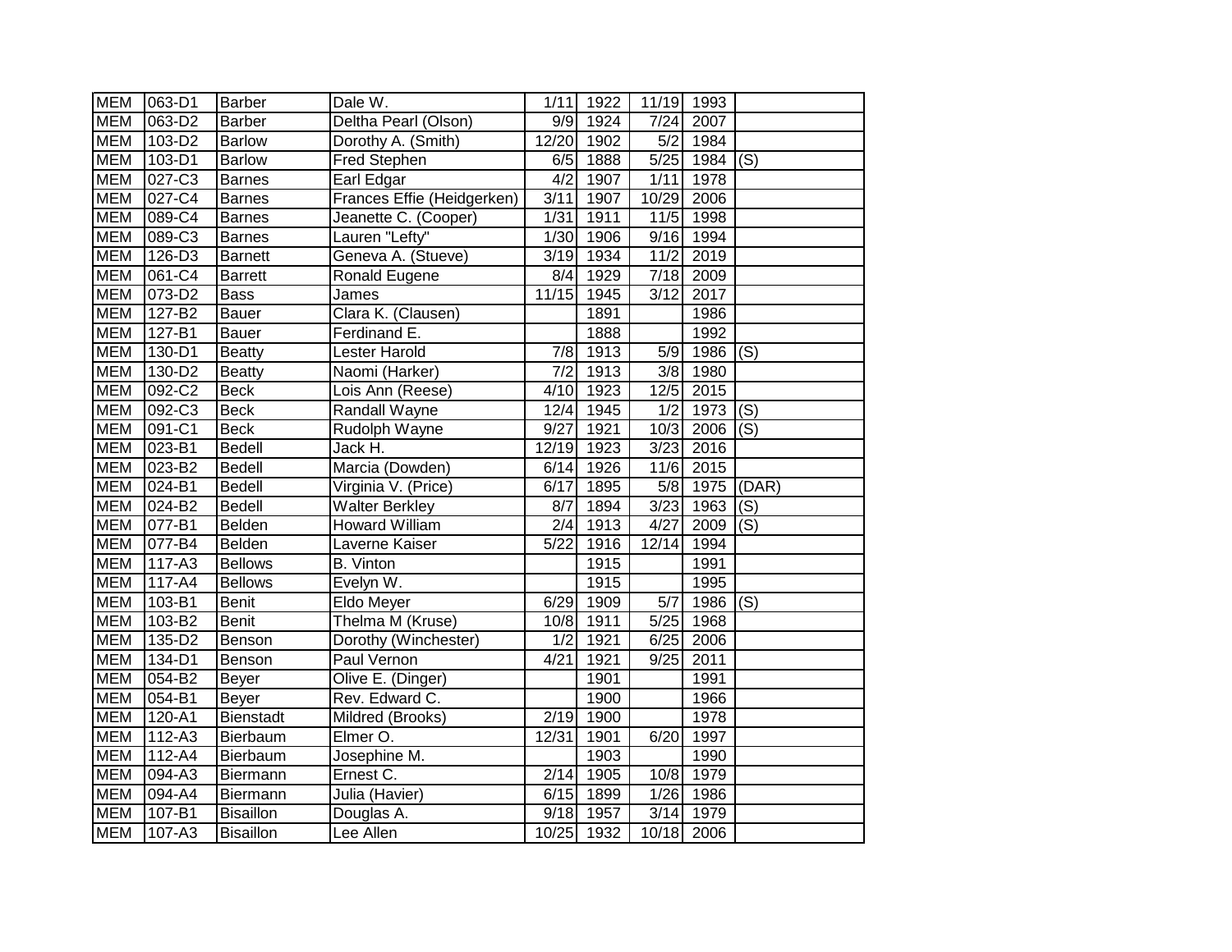| MEM | 063-D1 | Barber | Dale W. | 1/11 | 1922 | 11/19 | 1993 | |
|---|---|---|---|---|---|---|---|---|
| MEM | 063-D2 | Barber | Deltha Pearl (Olson) | 9/9 | 1924 | 7/24 | 2007 | |
| MEM | 103-D2 | Barlow | Dorothy A. (Smith) | 12/20 | 1902 | 5/2 | 1984 | |
| MEM | 103-D1 | Barlow | Fred Stephen | 6/5 | 1888 | 5/25 | 1984 | (S) |
| MEM | 027-C3 | Barnes | Earl Edgar | 4/2 | 1907 | 1/11 | 1978 | |
| MEM | 027-C4 | Barnes | Frances Effie (Heidgerken) | 3/11 | 1907 | 10/29 | 2006 | |
| MEM | 089-C4 | Barnes | Jeanette C. (Cooper) | 1/31 | 1911 | 11/5 | 1998 | |
| MEM | 089-C3 | Barnes | Lauren "Lefty" | 1/30 | 1906 | 9/16 | 1994 | |
| MEM | 126-D3 | Barnett | Geneva A. (Stueve) | 3/19 | 1934 | 11/2 | 2019 | |
| MEM | 061-C4 | Barrett | Ronald Eugene | 8/4 | 1929 | 7/18 | 2009 | |
| MEM | 073-D2 | Bass | James | 11/15 | 1945 | 3/12 | 2017 | |
| MEM | 127-B2 | Bauer | Clara K. (Clausen) | | 1891 | | 1986 | |
| MEM | 127-B1 | Bauer | Ferdinand E. | | 1888 | | 1992 | |
| MEM | 130-D1 | Beatty | Lester Harold | 7/8 | 1913 | 5/9 | 1986 | (S) |
| MEM | 130-D2 | Beatty | Naomi (Harker) | 7/2 | 1913 | 3/8 | 1980 | |
| MEM | 092-C2 | Beck | Lois Ann (Reese) | 4/10 | 1923 | 12/5 | 2015 | |
| MEM | 092-C3 | Beck | Randall Wayne | 12/4 | 1945 | 1/2 | 1973 | (S) |
| MEM | 091-C1 | Beck | Rudolph Wayne | 9/27 | 1921 | 10/3 | 2006 | (S) |
| MEM | 023-B1 | Bedell | Jack H. | 12/19 | 1923 | 3/23 | 2016 | |
| MEM | 023-B2 | Bedell | Marcia (Dowden) | 6/14 | 1926 | 11/6 | 2015 | |
| MEM | 024-B1 | Bedell | Virginia V. (Price) | 6/17 | 1895 | 5/8 | 1975 | (DAR) |
| MEM | 024-B2 | Bedell | Walter Berkley | 8/7 | 1894 | 3/23 | 1963 | (S) |
| MEM | 077-B1 | Belden | Howard William | 2/4 | 1913 | 4/27 | 2009 | (S) |
| MEM | 077-B4 | Belden | Laverne Kaiser | 5/22 | 1916 | 12/14 | 1994 | |
| MEM | 117-A3 | Bellows | B. Vinton | | 1915 | | 1991 | |
| MEM | 117-A4 | Bellows | Evelyn W. | | 1915 | | 1995 | |
| MEM | 103-B1 | Benit | Eldo Meyer | 6/29 | 1909 | 5/7 | 1986 | (S) |
| MEM | 103-B2 | Benit | Thelma M (Kruse) | 10/8 | 1911 | 5/25 | 1968 | |
| MEM | 135-D2 | Benson | Dorothy (Winchester) | 1/2 | 1921 | 6/25 | 2006 | |
| MEM | 134-D1 | Benson | Paul Vernon | 4/21 | 1921 | 9/25 | 2011 | |
| MEM | 054-B2 | Beyer | Olive E. (Dinger) | | 1901 | | 1991 | |
| MEM | 054-B1 | Beyer | Rev. Edward C. | | 1900 | | 1966 | |
| MEM | 120-A1 | Bienstadt | Mildred (Brooks) | 2/19 | 1900 | | 1978 | |
| MEM | 112-A3 | Bierbaum | Elmer O. | 12/31 | 1901 | 6/20 | 1997 | |
| MEM | 112-A4 | Bierbaum | Josephine M. | | 1903 | | 1990 | |
| MEM | 094-A3 | Biermann | Ernest C. | 2/14 | 1905 | 10/8 | 1979 | |
| MEM | 094-A4 | Biermann | Julia (Havier) | 6/15 | 1899 | 1/26 | 1986 | |
| MEM | 107-B1 | Bisaillon | Douglas A. | 9/18 | 1957 | 3/14 | 1979 | |
| MEM | 107-A3 | Bisaillon | Lee Allen | 10/25 | 1932 | 10/18 | 2006 | |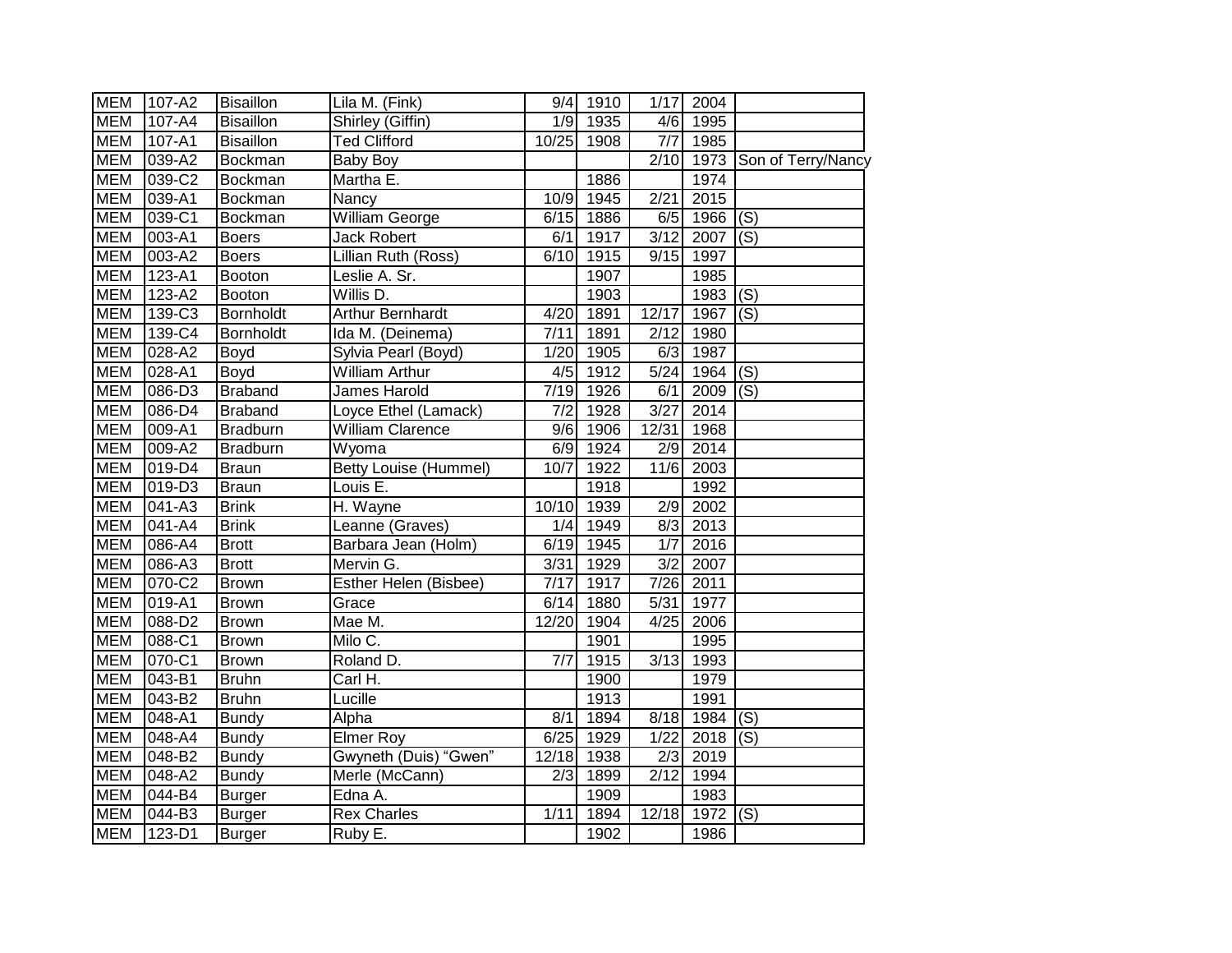| | | | | | | | | |
|---|---|---|---|---|---|---|---|---|
| MEM | 107-A2 | Bisaillon | Lila M. (Fink) | 9/4 | 1910 | 1/17 | 2004 | |
| MEM | 107-A4 | Bisaillon | Shirley (Giffin) | 1/9 | 1935 | 4/6 | 1995 | |
| MEM | 107-A1 | Bisaillon | Ted Clifford | 10/25 | 1908 | 7/7 | 1985 | |
| MEM | 039-A2 | Bockman | Baby Boy | | | 2/10 | 1973 | Son of Terry/Nancy |
| MEM | 039-C2 | Bockman | Martha E. | | 1886 | | 1974 | |
| MEM | 039-A1 | Bockman | Nancy | 10/9 | 1945 | 2/21 | 2015 | |
| MEM | 039-C1 | Bockman | William George | 6/15 | 1886 | 6/5 | 1966 | (S) |
| MEM | 003-A1 | Boers | Jack Robert | 6/1 | 1917 | 3/12 | 2007 | (S) |
| MEM | 003-A2 | Boers | Lillian Ruth (Ross) | 6/10 | 1915 | 9/15 | 1997 | |
| MEM | 123-A1 | Booton | Leslie A. Sr. | | 1907 | | 1985 | |
| MEM | 123-A2 | Booton | Willis D. | | 1903 | | 1983 | (S) |
| MEM | 139-C3 | Bornholdt | Arthur Bernhardt | 4/20 | 1891 | 12/17 | 1967 | (S) |
| MEM | 139-C4 | Bornholdt | Ida M. (Deinema) | 7/11 | 1891 | 2/12 | 1980 | |
| MEM | 028-A2 | Boyd | Sylvia Pearl (Boyd) | 1/20 | 1905 | 6/3 | 1987 | |
| MEM | 028-A1 | Boyd | William Arthur | 4/5 | 1912 | 5/24 | 1964 | (S) |
| MEM | 086-D3 | Braband | James Harold | 7/19 | 1926 | 6/1 | 2009 | (S) |
| MEM | 086-D4 | Braband | Loyce Ethel (Lamack) | 7/2 | 1928 | 3/27 | 2014 | |
| MEM | 009-A1 | Bradburn | William Clarence | 9/6 | 1906 | 12/31 | 1968 | |
| MEM | 009-A2 | Bradburn | Wyoma | 6/9 | 1924 | 2/9 | 2014 | |
| MEM | 019-D4 | Braun | Betty Louise (Hummel) | 10/7 | 1922 | 11/6 | 2003 | |
| MEM | 019-D3 | Braun | Louis E. | | 1918 | | 1992 | |
| MEM | 041-A3 | Brink | H. Wayne | 10/10 | 1939 | 2/9 | 2002 | |
| MEM | 041-A4 | Brink | Leanne (Graves) | 1/4 | 1949 | 8/3 | 2013 | |
| MEM | 086-A4 | Brott | Barbara Jean (Holm) | 6/19 | 1945 | 1/7 | 2016 | |
| MEM | 086-A3 | Brott | Mervin G. | 3/31 | 1929 | 3/2 | 2007 | |
| MEM | 070-C2 | Brown | Esther Helen (Bisbee) | 7/17 | 1917 | 7/26 | 2011 | |
| MEM | 019-A1 | Brown | Grace | 6/14 | 1880 | 5/31 | 1977 | |
| MEM | 088-D2 | Brown | Mae M. | 12/20 | 1904 | 4/25 | 2006 | |
| MEM | 088-C1 | Brown | Milo C. | | 1901 | | 1995 | |
| MEM | 070-C1 | Brown | Roland D. | 7/7 | 1915 | 3/13 | 1993 | |
| MEM | 043-B1 | Bruhn | Carl H. | | 1900 | | 1979 | |
| MEM | 043-B2 | Bruhn | Lucille | | 1913 | | 1991 | |
| MEM | 048-A1 | Bundy | Alpha | 8/1 | 1894 | 8/18 | 1984 | (S) |
| MEM | 048-A4 | Bundy | Elmer Roy | 6/25 | 1929 | 1/22 | 2018 | (S) |
| MEM | 048-B2 | Bundy | Gwyneth (Duis) “Gwen” | 12/18 | 1938 | 2/3 | 2019 | |
| MEM | 048-A2 | Bundy | Merle (McCann) | 2/3 | 1899 | 2/12 | 1994 | |
| MEM | 044-B4 | Burger | Edna A. | | 1909 | | 1983 | |
| MEM | 044-B3 | Burger | Rex Charles | 1/11 | 1894 | 12/18 | 1972 | (S) |
| MEM | 123-D1 | Burger | Ruby E. | | 1902 | | 1986 | |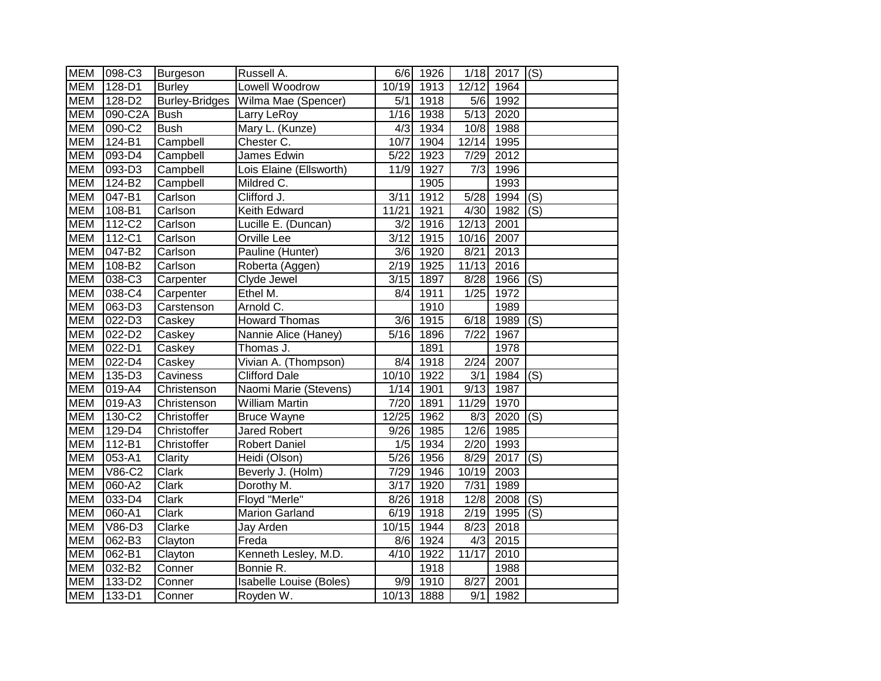| MEM | 098-C3 | Burgeson | Russell A. | 6/6 | 1926 | 1/18 | 2017 | (S) |
|---|---|---|---|---|---|---|---|---|
| MEM | 128-D1 | Burley | Lowell Woodrow | 10/19 | 1913 | 12/12 | 1964 | |
| MEM | 128-D2 | Burley-Bridges | Wilma Mae (Spencer) | 5/1 | 1918 | 5/6 | 1992 | |
| MEM | 090-C2A | Bush | Larry LeRoy | 1/16 | 1938 | 5/13 | 2020 | |
| MEM | 090-C2 | Bush | Mary L. (Kunze) | 4/3 | 1934 | 10/8 | 1988 | |
| MEM | 124-B1 | Campbell | Chester C. | 10/7 | 1904 | 12/14 | 1995 | |
| MEM | 093-D4 | Campbell | James Edwin | 5/22 | 1923 | 7/29 | 2012 | |
| MEM | 093-D3 | Campbell | Lois Elaine (Ellsworth) | 11/9 | 1927 | 7/3 | 1996 | |
| MEM | 124-B2 | Campbell | Mildred C. | | 1905 | | 1993 | |
| MEM | 047-B1 | Carlson | Clifford J. | 3/11 | 1912 | 5/28 | 1994 | (S) |
| MEM | 108-B1 | Carlson | Keith Edward | 11/21 | 1921 | 4/30 | 1982 | (S) |
| MEM | 112-C2 | Carlson | Lucille E. (Duncan) | 3/2 | 1916 | 12/13 | 2001 | |
| MEM | 112-C1 | Carlson | Orville Lee | 3/12 | 1915 | 10/16 | 2007 | |
| MEM | 047-B2 | Carlson | Pauline (Hunter) | 3/6 | 1920 | 8/21 | 2013 | |
| MEM | 108-B2 | Carlson | Roberta (Aggen) | 2/19 | 1925 | 11/13 | 2016 | |
| MEM | 038-C3 | Carpenter | Clyde Jewel | 3/15 | 1897 | 8/28 | 1966 | (S) |
| MEM | 038-C4 | Carpenter | Ethel M. | 8/4 | 1911 | 1/25 | 1972 | |
| MEM | 063-D3 | Carstenson | Arnold C. | | 1910 | | 1989 | |
| MEM | 022-D3 | Caskey | Howard Thomas | 3/6 | 1915 | 6/18 | 1989 | (S) |
| MEM | 022-D2 | Caskey | Nannie Alice (Haney) | 5/16 | 1896 | 7/22 | 1967 | |
| MEM | 022-D1 | Caskey | Thomas J. | | 1891 | | 1978 | |
| MEM | 022-D4 | Caskey | Vivian A. (Thompson) | 8/4 | 1918 | 2/24 | 2007 | |
| MEM | 135-D3 | Caviness | Clifford Dale | 10/10 | 1922 | 3/1 | 1984 | (S) |
| MEM | 019-A4 | Christenson | Naomi Marie (Stevens) | 1/14 | 1901 | 9/13 | 1987 | |
| MEM | 019-A3 | Christenson | William Martin | 7/20 | 1891 | 11/29 | 1970 | |
| MEM | 130-C2 | Christoffer | Bruce Wayne | 12/25 | 1962 | 8/3 | 2020 | (S) |
| MEM | 129-D4 | Christoffer | Jared Robert | 9/26 | 1985 | 12/6 | 1985 | |
| MEM | 112-B1 | Christoffer | Robert Daniel | 1/5 | 1934 | 2/20 | 1993 | |
| MEM | 053-A1 | Clarity | Heidi (Olson) | 5/26 | 1956 | 8/29 | 2017 | (S) |
| MEM | V86-C2 | Clark | Beverly J. (Holm) | 7/29 | 1946 | 10/19 | 2003 | |
| MEM | 060-A2 | Clark | Dorothy M. | 3/17 | 1920 | 7/31 | 1989 | |
| MEM | 033-D4 | Clark | Floyd "Merle" | 8/26 | 1918 | 12/8 | 2008 | (S) |
| MEM | 060-A1 | Clark | Marion Garland | 6/19 | 1918 | 2/19 | 1995 | (S) |
| MEM | V86-D3 | Clarke | Jay Arden | 10/15 | 1944 | 8/23 | 2018 | |
| MEM | 062-B3 | Clayton | Freda | 8/6 | 1924 | 4/3 | 2015 | |
| MEM | 062-B1 | Clayton | Kenneth Lesley, M.D. | 4/10 | 1922 | 11/17 | 2010 | |
| MEM | 032-B2 | Conner | Bonnie R. | | 1918 | | 1988 | |
| MEM | 133-D2 | Conner | Isabelle Louise (Boles) | 9/9 | 1910 | 8/27 | 2001 | |
| MEM | 133-D1 | Conner | Royden W. | 10/13 | 1888 | 9/1 | 1982 | |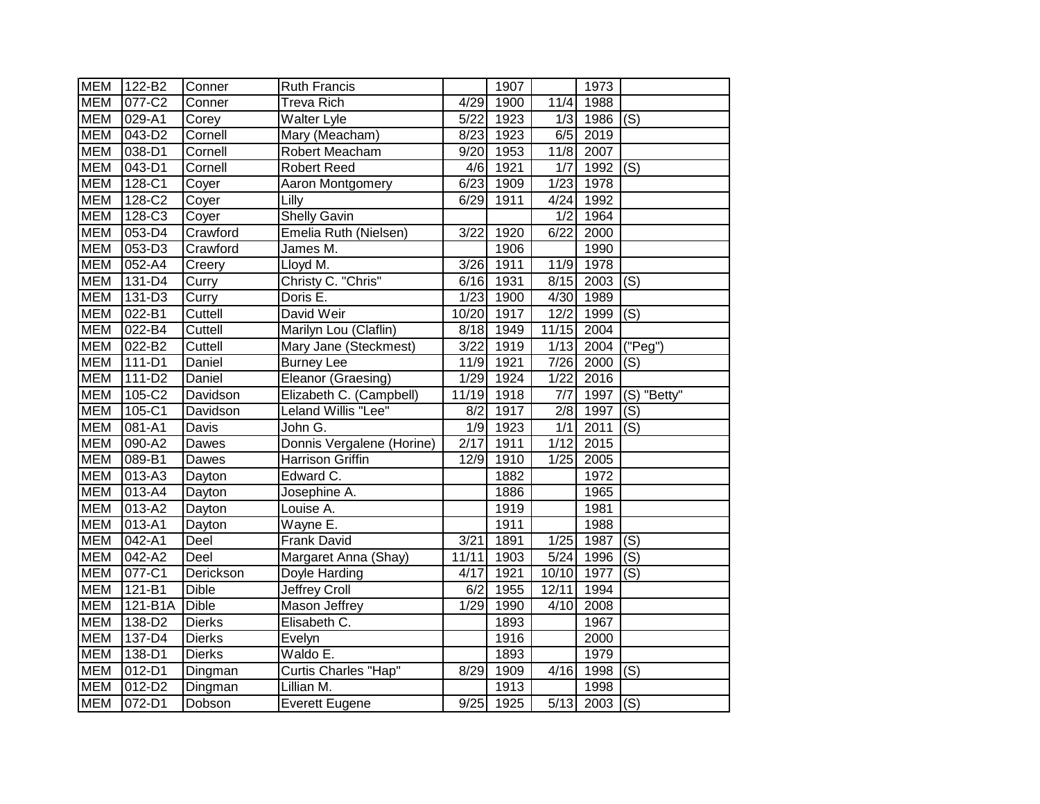| MEM | 122-B2 | Conner | Ruth Francis | | 1907 | | 1973 | |
|---|---|---|---|---|---|---|---|---|
| MEM | 077-C2 | Conner | Treva Rich | 4/29 | 1900 | 11/4 | 1988 | |
| MEM | 029-A1 | Corey | Walter Lyle | 5/22 | 1923 | 1/3 | 1986 | (S) |
| MEM | 043-D2 | Cornell | Mary (Meacham) | 8/23 | 1923 | 6/5 | 2019 | |
| MEM | 038-D1 | Cornell | Robert Meacham | 9/20 | 1953 | 11/8 | 2007 | |
| MEM | 043-D1 | Cornell | Robert Reed | 4/6 | 1921 | 1/7 | 1992 | (S) |
| MEM | 128-C1 | Coyer | Aaron Montgomery | 6/23 | 1909 | 1/23 | 1978 | |
| MEM | 128-C2 | Coyer | Lilly | 6/29 | 1911 | 4/24 | 1992 | |
| MEM | 128-C3 | Coyer | Shelly Gavin | | | 1/2 | 1964 | |
| MEM | 053-D4 | Crawford | Emelia Ruth (Nielsen) | 3/22 | 1920 | 6/22 | 2000 | |
| MEM | 053-D3 | Crawford | James M. | | 1906 | | 1990 | |
| MEM | 052-A4 | Creery | Lloyd M. | 3/26 | 1911 | 11/9 | 1978 | |
| MEM | 131-D4 | Curry | Christy C. "Chris" | 6/16 | 1931 | 8/15 | 2003 | (S) |
| MEM | 131-D3 | Curry | Doris E. | 1/23 | 1900 | 4/30 | 1989 | |
| MEM | 022-B1 | Cuttell | David Weir | 10/20 | 1917 | 12/2 | 1999 | (S) |
| MEM | 022-B4 | Cuttell | Marilyn Lou (Claflin) | 8/18 | 1949 | 11/15 | 2004 | |
| MEM | 022-B2 | Cuttell | Mary Jane (Steckmest) | 3/22 | 1919 | 1/13 | 2004 | ("Peg") |
| MEM | 111-D1 | Daniel | Burney Lee | 11/9 | 1921 | 7/26 | 2000 | (S) |
| MEM | 111-D2 | Daniel | Eleanor (Graesing) | 1/29 | 1924 | 1/22 | 2016 | |
| MEM | 105-C2 | Davidson | Elizabeth C. (Campbell) | 11/19 | 1918 | 7/7 | 1997 | (S) "Betty" |
| MEM | 105-C1 | Davidson | Leland Willis "Lee" | 8/2 | 1917 | 2/8 | 1997 | (S) |
| MEM | 081-A1 | Davis | John G. | 1/9 | 1923 | 1/1 | 2011 | (S) |
| MEM | 090-A2 | Dawes | Donnis Vergalene (Horine) | 2/17 | 1911 | 1/12 | 2015 | |
| MEM | 089-B1 | Dawes | Harrison Griffin | 12/9 | 1910 | 1/25 | 2005 | |
| MEM | 013-A3 | Dayton | Edward C. | | 1882 | | 1972 | |
| MEM | 013-A4 | Dayton | Josephine A. | | 1886 | | 1965 | |
| MEM | 013-A2 | Dayton | Louise A. | | 1919 | | 1981 | |
| MEM | 013-A1 | Dayton | Wayne E. | | 1911 | | 1988 | |
| MEM | 042-A1 | Deel | Frank David | 3/21 | 1891 | 1/25 | 1987 | (S) |
| MEM | 042-A2 | Deel | Margaret Anna (Shay) | 11/11 | 1903 | 5/24 | 1996 | (S) |
| MEM | 077-C1 | Derickson | Doyle Harding | 4/17 | 1921 | 10/10 | 1977 | (S) |
| MEM | 121-B1 | Dible | Jeffrey Croll | 6/2 | 1955 | 12/11 | 1994 | |
| MEM | 121-B1A | Dible | Mason Jeffrey | 1/29 | 1990 | 4/10 | 2008 | |
| MEM | 138-D2 | Dierks | Elisabeth C. | | 1893 | | 1967 | |
| MEM | 137-D4 | Dierks | Evelyn | | 1916 | | 2000 | |
| MEM | 138-D1 | Dierks | Waldo E. | | 1893 | | 1979 | |
| MEM | 012-D1 | Dingman | Curtis Charles "Hap" | 8/29 | 1909 | 4/16 | 1998 | (S) |
| MEM | 012-D2 | Dingman | Lillian M. | | 1913 | | 1998 | |
| MEM | 072-D1 | Dobson | Everett Eugene | 9/25 | 1925 | 5/13 | 2003 | (S) |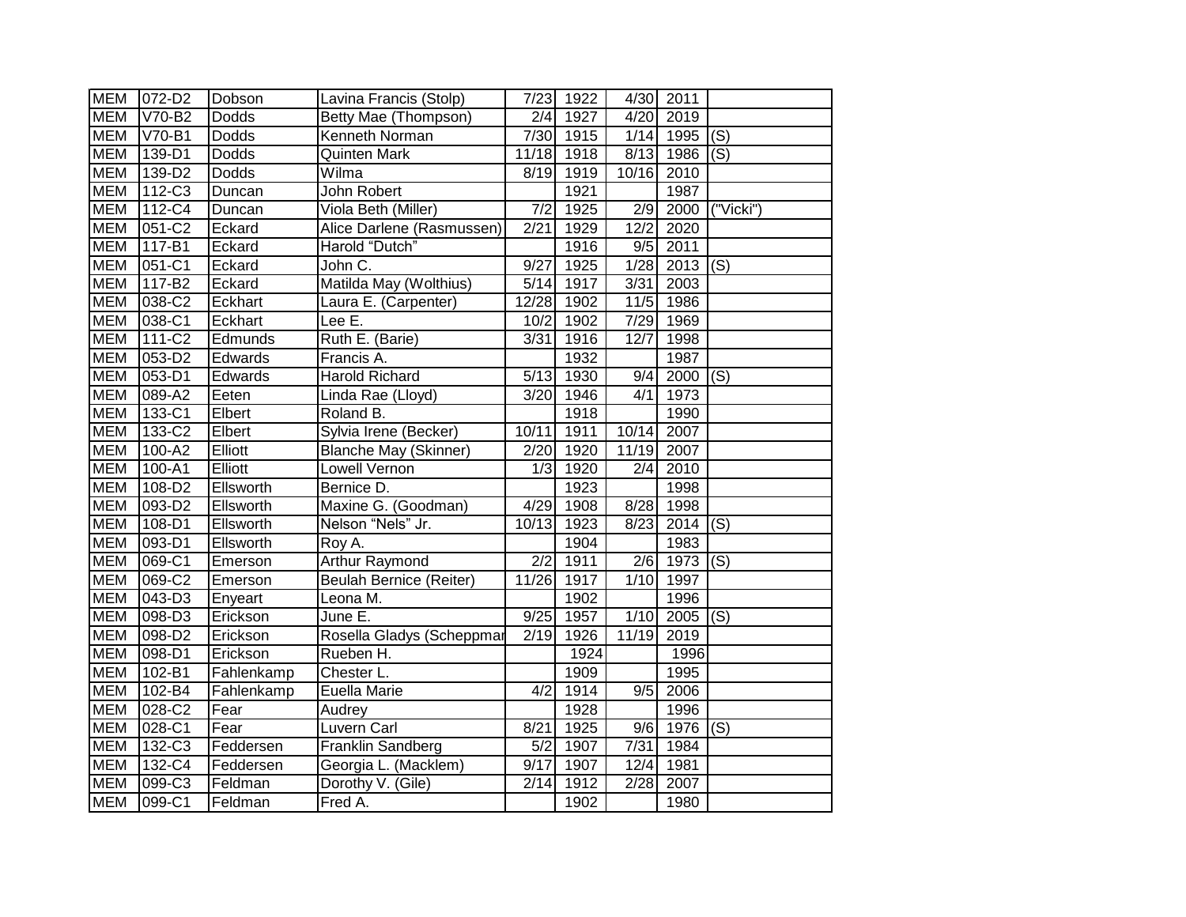| MEM | 072-D2 | Dobson | Lavina Francis (Stolp) | 7/23 | 1922 | 4/30 | 2011 | |
|---|---|---|---|---|---|---|---|---|
| MEM | V70-B2 | Dodds | Betty Mae (Thompson) | 2/4 | 1927 | 4/20 | 2019 | |
| MEM | V70-B1 | Dodds | Kenneth Norman | 7/30 | 1915 | 1/14 | 1995 | (S) |
| MEM | 139-D1 | Dodds | Quinten Mark | 11/18 | 1918 | 8/13 | 1986 | (S) |
| MEM | 139-D2 | Dodds | Wilma | 8/19 | 1919 | 10/16 | 2010 | |
| MEM | 112-C3 | Duncan | John Robert | | 1921 | | 1987 | |
| MEM | 112-C4 | Duncan | Viola Beth (Miller) | 7/2 | 1925 | 2/9 | 2000 | ("Vicki") |
| MEM | 051-C2 | Eckard | Alice Darlene (Rasmussen) | 2/21 | 1929 | 12/2 | 2020 | |
| MEM | 117-B1 | Eckard | Harold "Dutch" | | 1916 | 9/5 | 2011 | |
| MEM | 051-C1 | Eckard | John C. | 9/27 | 1925 | 1/28 | 2013 | (S) |
| MEM | 117-B2 | Eckard | Matilda May (Wolthius) | 5/14 | 1917 | 3/31 | 2003 | |
| MEM | 038-C2 | Eckhart | Laura E. (Carpenter) | 12/28 | 1902 | 11/5 | 1986 | |
| MEM | 038-C1 | Eckhart | Lee E. | 10/2 | 1902 | 7/29 | 1969 | |
| MEM | 111-C2 | Edmunds | Ruth E. (Barie) | 3/31 | 1916 | 12/7 | 1998 | |
| MEM | 053-D2 | Edwards | Francis A. | | 1932 | | 1987 | |
| MEM | 053-D1 | Edwards | Harold Richard | 5/13 | 1930 | 9/4 | 2000 | (S) |
| MEM | 089-A2 | Eeten | Linda Rae (Lloyd) | 3/20 | 1946 | 4/1 | 1973 | |
| MEM | 133-C1 | Elbert | Roland B. | | 1918 | | 1990 | |
| MEM | 133-C2 | Elbert | Sylvia Irene (Becker) | 10/11 | 1911 | 10/14 | 2007 | |
| MEM | 100-A2 | Elliott | Blanche May (Skinner) | 2/20 | 1920 | 11/19 | 2007 | |
| MEM | 100-A1 | Elliott | Lowell Vernon | 1/3 | 1920 | 2/4 | 2010 | |
| MEM | 108-D2 | Ellsworth | Bernice D. | | 1923 | | 1998 | |
| MEM | 093-D2 | Ellsworth | Maxine G. (Goodman) | 4/29 | 1908 | 8/28 | 1998 | |
| MEM | 108-D1 | Ellsworth | Nelson "Nels" Jr. | 10/13 | 1923 | 8/23 | 2014 | (S) |
| MEM | 093-D1 | Ellsworth | Roy A. | | 1904 | | 1983 | |
| MEM | 069-C1 | Emerson | Arthur Raymond | 2/2 | 1911 | 2/6 | 1973 | (S) |
| MEM | 069-C2 | Emerson | Beulah Bernice (Reiter) | 11/26 | 1917 | 1/10 | 1997 | |
| MEM | 043-D3 | Enyeart | Leona M. | | 1902 | | 1996 | |
| MEM | 098-D3 | Erickson | June E. | 9/25 | 1957 | 1/10 | 2005 | (S) |
| MEM | 098-D2 | Erickson | Rosella Gladys (Scheppman | 2/19 | 1926 | 11/19 | 2019 | |
| MEM | 098-D1 | Erickson | Rueben H. | | 1924 | | 1996 | |
| MEM | 102-B1 | Fahlenkamp | Chester L. | | 1909 | | 1995 | |
| MEM | 102-B4 | Fahlenkamp | Euella Marie | 4/2 | 1914 | 9/5 | 2006 | |
| MEM | 028-C2 | Fear | Audrey | | 1928 | | 1996 | |
| MEM | 028-C1 | Fear | Luvern Carl | 8/21 | 1925 | 9/6 | 1976 | (S) |
| MEM | 132-C3 | Feddersen | Franklin Sandberg | 5/2 | 1907 | 7/31 | 1984 | |
| MEM | 132-C4 | Feddersen | Georgia L. (Macklem) | 9/17 | 1907 | 12/4 | 1981 | |
| MEM | 099-C3 | Feldman | Dorothy V. (Gile) | 2/14 | 1912 | 2/28 | 2007 | |
| MEM | 099-C1 | Feldman | Fred A. | | 1902 | | 1980 | |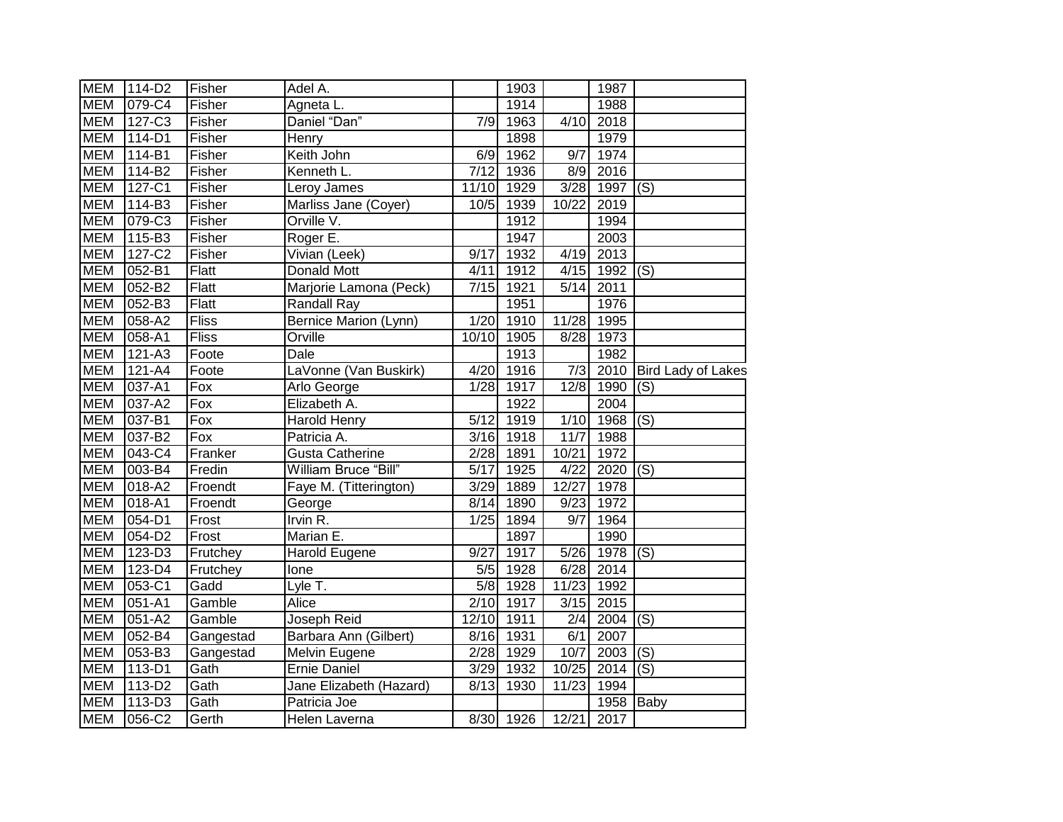| MEM | 114-D2 | Fisher | Adel A. | | 1903 | | 1987 | |
|---|---|---|---|---|---|---|---|---|
| MEM | 079-C4 | Fisher | Agneta L. | | 1914 | | 1988 | |
| MEM | 127-C3 | Fisher | Daniel “Dan” | 7/9 | 1963 | 4/10 | 2018 | |
| MEM | 114-D1 | Fisher | Henry | | 1898 | | 1979 | |
| MEM | 114-B1 | Fisher | Keith John | 6/9 | 1962 | 9/7 | 1974 | |
| MEM | 114-B2 | Fisher | Kenneth L. | 7/12 | 1936 | 8/9 | 2016 | |
| MEM | 127-C1 | Fisher | Leroy James | 11/10 | 1929 | 3/28 | 1997 | (S) |
| MEM | 114-B3 | Fisher | Marliss Jane (Coyer) | 10/5 | 1939 | 10/22 | 2019 | |
| MEM | 079-C3 | Fisher | Orville V. | | 1912 | | 1994 | |
| MEM | 115-B3 | Fisher | Roger E. | | 1947 | | 2003 | |
| MEM | 127-C2 | Fisher | Vivian (Leek) | 9/17 | 1932 | 4/19 | 2013 | |
| MEM | 052-B1 | Flatt | Donald Mott | 4/11 | 1912 | 4/15 | 1992 | (S) |
| MEM | 052-B2 | Flatt | Marjorie Lamona (Peck) | 7/15 | 1921 | 5/14 | 2011 | |
| MEM | 052-B3 | Flatt | Randall Ray | | 1951 | | 1976 | |
| MEM | 058-A2 | Fliss | Bernice Marion (Lynn) | 1/20 | 1910 | 11/28 | 1995 | |
| MEM | 058-A1 | Fliss | Orville | 10/10 | 1905 | 8/28 | 1973 | |
| MEM | 121-A3 | Foote | Dale | | 1913 | | 1982 | |
| MEM | 121-A4 | Foote | LaVonne (Van Buskirk) | 4/20 | 1916 | 7/3 | 2010 | Bird Lady of Lakes |
| MEM | 037-A1 | Fox | Arlo George | 1/28 | 1917 | 12/8 | 1990 | (S) |
| MEM | 037-A2 | Fox | Elizabeth A. | | 1922 | | 2004 | |
| MEM | 037-B1 | Fox | Harold Henry | 5/12 | 1919 | 1/10 | 1968 | (S) |
| MEM | 037-B2 | Fox | Patricia A. | 3/16 | 1918 | 11/7 | 1988 | |
| MEM | 043-C4 | Franker | Gusta Catherine | 2/28 | 1891 | 10/21 | 1972 | |
| MEM | 003-B4 | Fredin | William Bruce “Bill” | 5/17 | 1925 | 4/22 | 2020 | (S) |
| MEM | 018-A2 | Froendt | Faye M. (Titterington) | 3/29 | 1889 | 12/27 | 1978 | |
| MEM | 018-A1 | Froendt | George | 8/14 | 1890 | 9/23 | 1972 | |
| MEM | 054-D1 | Frost | Irvin R. | 1/25 | 1894 | 9/7 | 1964 | |
| MEM | 054-D2 | Frost | Marian E. | | 1897 | | 1990 | |
| MEM | 123-D3 | Frutchey | Harold Eugene | 9/27 | 1917 | 5/26 | 1978 | (S) |
| MEM | 123-D4 | Frutchey | Ione | 5/5 | 1928 | 6/28 | 2014 | |
| MEM | 053-C1 | Gadd | Lyle T. | 5/8 | 1928 | 11/23 | 1992 | |
| MEM | 051-A1 | Gamble | Alice | 2/10 | 1917 | 3/15 | 2015 | |
| MEM | 051-A2 | Gamble | Joseph Reid | 12/10 | 1911 | 2/4 | 2004 | (S) |
| MEM | 052-B4 | Gangestad | Barbara Ann (Gilbert) | 8/16 | 1931 | 6/1 | 2007 | |
| MEM | 053-B3 | Gangestad | Melvin Eugene | 2/28 | 1929 | 10/7 | 2003 | (S) |
| MEM | 113-D1 | Gath | Ernie Daniel | 3/29 | 1932 | 10/25 | 2014 | (S) |
| MEM | 113-D2 | Gath | Jane Elizabeth (Hazard) | 8/13 | 1930 | 11/23 | 1994 | |
| MEM | 113-D3 | Gath | Patricia Joe | | | | 1958 | Baby |
| MEM | 056-C2 | Gerth | Helen Laverna | 8/30 | 1926 | 12/21 | 2017 | |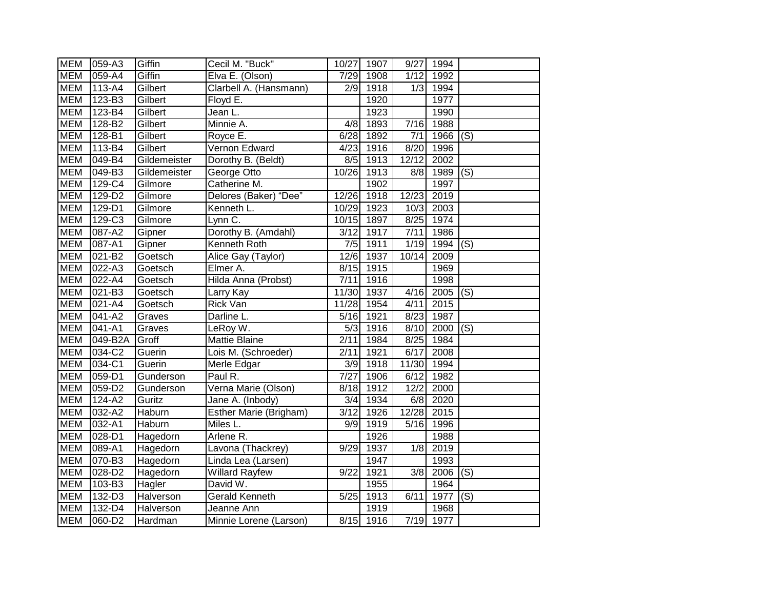| MEM | 059-A3 | Giffin | Cecil M. "Buck" | 10/27 | 1907 | 9/27 | 1994 | |
|---|---|---|---|---|---|---|---|---|
| MEM | 059-A4 | Giffin | Elva E. (Olson) | 7/29 | 1908 | 1/12 | 1992 | |
| MEM | 113-A4 | Gilbert | Clarbell A. (Hansmann) | 2/9 | 1918 | 1/3 | 1994 | |
| MEM | 123-B3 | Gilbert | Floyd E. | | 1920 | | 1977 | |
| MEM | 123-B4 | Gilbert | Jean L. | | 1923 | | 1990 | |
| MEM | 128-B2 | Gilbert | Minnie A. | 4/8 | 1893 | 7/16 | 1988 | |
| MEM | 128-B1 | Gilbert | Royce E. | 6/28 | 1892 | 7/1 | 1966 | (S) |
| MEM | 113-B4 | Gilbert | Vernon Edward | 4/23 | 1916 | 8/20 | 1996 | |
| MEM | 049-B4 | Gildemeister | Dorothy B. (Beldt) | 8/5 | 1913 | 12/12 | 2002 | |
| MEM | 049-B3 | Gildemeister | George Otto | 10/26 | 1913 | 8/8 | 1989 | (S) |
| MEM | 129-C4 | Gilmore | Catherine M. | | 1902 | | 1997 | |
| MEM | 129-D2 | Gilmore | Delores (Baker) "Dee" | 12/26 | 1918 | 12/23 | 2019 | |
| MEM | 129-D1 | Gilmore | Kenneth L. | 10/29 | 1923 | 10/3 | 2003 | |
| MEM | 129-C3 | Gilmore | Lynn C. | 10/15 | 1897 | 8/25 | 1974 | |
| MEM | 087-A2 | Gipner | Dorothy B. (Amdahl) | 3/12 | 1917 | 7/11 | 1986 | |
| MEM | 087-A1 | Gipner | Kenneth Roth | 7/5 | 1911 | 1/19 | 1994 | (S) |
| MEM | 021-B2 | Goetsch | Alice Gay (Taylor) | 12/6 | 1937 | 10/14 | 2009 | |
| MEM | 022-A3 | Goetsch | Elmer A. | 8/15 | 1915 | | 1969 | |
| MEM | 022-A4 | Goetsch | Hilda Anna (Probst) | 7/11 | 1916 | | 1998 | |
| MEM | 021-B3 | Goetsch | Larry Kay | 11/30 | 1937 | 4/16 | 2005 | (S) |
| MEM | 021-A4 | Goetsch | Rick Van | 11/28 | 1954 | 4/11 | 2015 | |
| MEM | 041-A2 | Graves | Darline L. | 5/16 | 1921 | 8/23 | 1987 | |
| MEM | 041-A1 | Graves | LeRoy W. | 5/3 | 1916 | 8/10 | 2000 | (S) |
| MEM | 049-B2A | Groff | Mattie Blaine | 2/11 | 1984 | 8/25 | 1984 | |
| MEM | 034-C2 | Guerin | Lois M. (Schroeder) | 2/11 | 1921 | 6/17 | 2008 | |
| MEM | 034-C1 | Guerin | Merle Edgar | 3/9 | 1918 | 11/30 | 1994 | |
| MEM | 059-D1 | Gunderson | Paul R. | 7/27 | 1906 | 6/12 | 1982 | |
| MEM | 059-D2 | Gunderson | Verna Marie (Olson) | 8/18 | 1912 | 12/2 | 2000 | |
| MEM | 124-A2 | Guritz | Jane A. (Inbody) | 3/4 | 1934 | 6/8 | 2020 | |
| MEM | 032-A2 | Haburn | Esther Marie (Brigham) | 3/12 | 1926 | 12/28 | 2015 | |
| MEM | 032-A1 | Haburn | Miles L. | 9/9 | 1919 | 5/16 | 1996 | |
| MEM | 028-D1 | Hagedorn | Arlene R. | | 1926 | | 1988 | |
| MEM | 089-A1 | Hagedorn | Lavona (Thackrey) | 9/29 | 1937 | 1/8 | 2019 | |
| MEM | 070-B3 | Hagedorn | Linda Lea (Larsen) | | 1947 | | 1993 | |
| MEM | 028-D2 | Hagedorn | Willard Rayfew | 9/22 | 1921 | 3/8 | 2006 | (S) |
| MEM | 103-B3 | Hagler | David W. | | 1955 | | 1964 | |
| MEM | 132-D3 | Halverson | Gerald Kenneth | 5/25 | 1913 | 6/11 | 1977 | (S) |
| MEM | 132-D4 | Halverson | Jeanne Ann | | 1919 | | 1968 | |
| MEM | 060-D2 | Hardman | Minnie Lorene (Larson) | 8/15 | 1916 | 7/19 | 1977 | |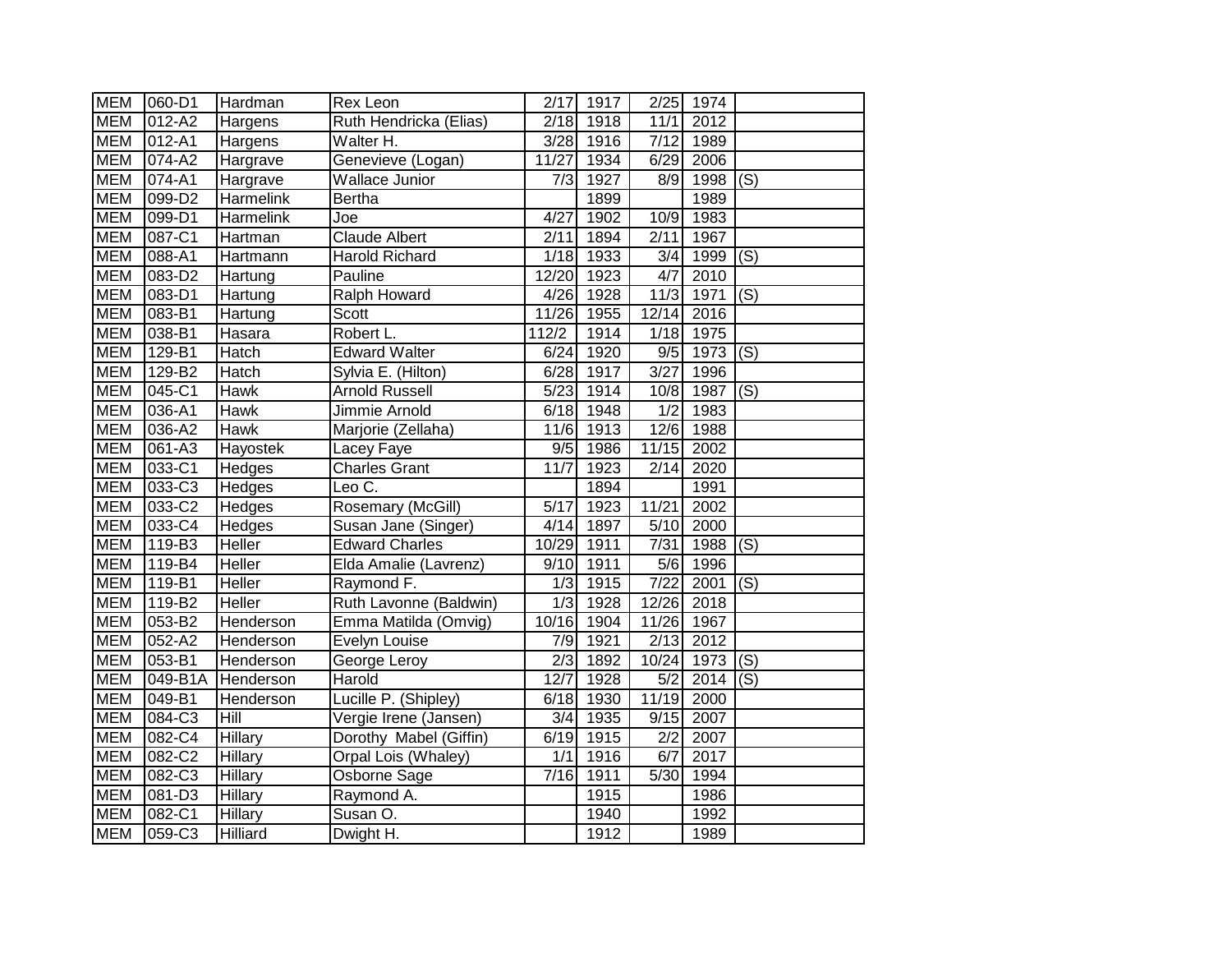| MEM | 060-D1 | Hardman | Rex Leon | 2/17 | 1917 | 2/25 | 1974 | |
|---|---|---|---|---|---|---|---|---|
| MEM | 012-A2 | Hargens | Ruth Hendricka (Elias) | 2/18 | 1918 | 11/1 | 2012 | |
| MEM | 012-A1 | Hargens | Walter H. | 3/28 | 1916 | 7/12 | 1989 | |
| MEM | 074-A2 | Hargrave | Genevieve (Logan) | 11/27 | 1934 | 6/29 | 2006 | |
| MEM | 074-A1 | Hargrave | Wallace Junior | 7/3 | 1927 | 8/9 | 1998 | (S) |
| MEM | 099-D2 | Harmelink | Bertha | | 1899 | | 1989 | |
| MEM | 099-D1 | Harmelink | Joe | 4/27 | 1902 | 10/9 | 1983 | |
| MEM | 087-C1 | Hartman | Claude Albert | 2/11 | 1894 | 2/11 | 1967 | |
| MEM | 088-A1 | Hartmann | Harold Richard | 1/18 | 1933 | 3/4 | 1999 | (S) |
| MEM | 083-D2 | Hartung | Pauline | 12/20 | 1923 | 4/7 | 2010 | |
| MEM | 083-D1 | Hartung | Ralph Howard | 4/26 | 1928 | 11/3 | 1971 | (S) |
| MEM | 083-B1 | Hartung | Scott | 11/26 | 1955 | 12/14 | 2016 | |
| MEM | 038-B1 | Hasara | Robert L. | 112/2 | 1914 | 1/18 | 1975 | |
| MEM | 129-B1 | Hatch | Edward Walter | 6/24 | 1920 | 9/5 | 1973 | (S) |
| MEM | 129-B2 | Hatch | Sylvia E. (Hilton) | 6/28 | 1917 | 3/27 | 1996 | |
| MEM | 045-C1 | Hawk | Arnold Russell | 5/23 | 1914 | 10/8 | 1987 | (S) |
| MEM | 036-A1 | Hawk | Jimmie Arnold | 6/18 | 1948 | 1/2 | 1983 | |
| MEM | 036-A2 | Hawk | Marjorie (Zellaha) | 11/6 | 1913 | 12/6 | 1988 | |
| MEM | 061-A3 | Hayostek | Lacey Faye | 9/5 | 1986 | 11/15 | 2002 | |
| MEM | 033-C1 | Hedges | Charles Grant | 11/7 | 1923 | 2/14 | 2020 | |
| MEM | 033-C3 | Hedges | Leo C. | | 1894 | | 1991 | |
| MEM | 033-C2 | Hedges | Rosemary (McGill) | 5/17 | 1923 | 11/21 | 2002 | |
| MEM | 033-C4 | Hedges | Susan Jane (Singer) | 4/14 | 1897 | 5/10 | 2000 | |
| MEM | 119-B3 | Heller | Edward Charles | 10/29 | 1911 | 7/31 | 1988 | (S) |
| MEM | 119-B4 | Heller | Elda Amalie (Lavrenz) | 9/10 | 1911 | 5/6 | 1996 | |
| MEM | 119-B1 | Heller | Raymond F. | 1/3 | 1915 | 7/22 | 2001 | (S) |
| MEM | 119-B2 | Heller | Ruth Lavonne (Baldwin) | 1/3 | 1928 | 12/26 | 2018 | |
| MEM | 053-B2 | Henderson | Emma Matilda (Omvig) | 10/16 | 1904 | 11/26 | 1967 | |
| MEM | 052-A2 | Henderson | Evelyn Louise | 7/9 | 1921 | 2/13 | 2012 | |
| MEM | 053-B1 | Henderson | George Leroy | 2/3 | 1892 | 10/24 | 1973 | (S) |
| MEM | 049-B1A | Henderson | Harold | 12/7 | 1928 | 5/2 | 2014 | (S) |
| MEM | 049-B1 | Henderson | Lucille P. (Shipley) | 6/18 | 1930 | 11/19 | 2000 | |
| MEM | 084-C3 | Hill | Vergie Irene (Jansen) | 3/4 | 1935 | 9/15 | 2007 | |
| MEM | 082-C4 | Hillary | Dorothy Mabel (Giffin) | 6/19 | 1915 | 2/2 | 2007 | |
| MEM | 082-C2 | Hillary | Orpal Lois (Whaley) | 1/1 | 1916 | 6/7 | 2017 | |
| MEM | 082-C3 | Hillary | Osborne Sage | 7/16 | 1911 | 5/30 | 1994 | |
| MEM | 081-D3 | Hillary | Raymond A. | | 1915 | | 1986 | |
| MEM | 082-C1 | Hillary | Susan O. | | 1940 | | 1992 | |
| MEM | 059-C3 | Hilliard | Dwight H. | | 1912 | | 1989 | |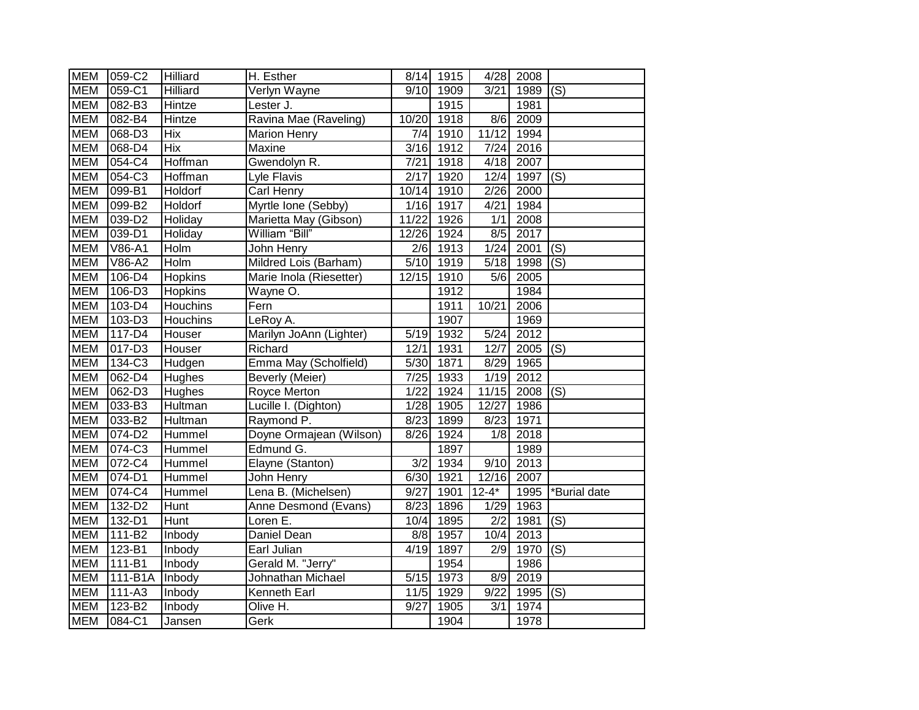| | | | | | | | | |
|---|---|---|---|---|---|---|---|---|
| MEM | 059-C2 | Hilliard | H. Esther | 8/14 | 1915 | 4/28 | 2008 | |
| MEM | 059-C1 | Hilliard | Verlyn Wayne | 9/10 | 1909 | 3/21 | 1989 | (S) |
| MEM | 082-B3 | Hintze | Lester J. | | 1915 | | 1981 | |
| MEM | 082-B4 | Hintze | Ravina Mae (Raveling) | 10/20 | 1918 | 8/6 | 2009 | |
| MEM | 068-D3 | Hix | Marion Henry | 7/4 | 1910 | 11/12 | 1994 | |
| MEM | 068-D4 | Hix | Maxine | 3/16 | 1912 | 7/24 | 2016 | |
| MEM | 054-C4 | Hoffman | Gwendolyn R. | 7/21 | 1918 | 4/18 | 2007 | |
| MEM | 054-C3 | Hoffman | Lyle Flavis | 2/17 | 1920 | 12/4 | 1997 | (S) |
| MEM | 099-B1 | Holdorf | Carl Henry | 10/14 | 1910 | 2/26 | 2000 | |
| MEM | 099-B2 | Holdorf | Myrtle Ione (Sebby) | 1/16 | 1917 | 4/21 | 1984 | |
| MEM | 039-D2 | Holiday | Marietta May (Gibson) | 11/22 | 1926 | 1/1 | 2008 | |
| MEM | 039-D1 | Holiday | William “Bill” | 12/26 | 1924 | 8/5 | 2017 | |
| MEM | V86-A1 | Holm | John Henry | 2/6 | 1913 | 1/24 | 2001 | (S) |
| MEM | V86-A2 | Holm | Mildred Lois (Barham) | 5/10 | 1919 | 5/18 | 1998 | (S) |
| MEM | 106-D4 | Hopkins | Marie Inola (Riesetter) | 12/15 | 1910 | 5/6 | 2005 | |
| MEM | 106-D3 | Hopkins | Wayne O. | | 1912 | | 1984 | |
| MEM | 103-D4 | Houchins | Fern | | 1911 | 10/21 | 2006 | |
| MEM | 103-D3 | Houchins | LeRoy A. | | 1907 | | 1969 | |
| MEM | 117-D4 | Houser | Marilyn JoAnn (Lighter) | 5/19 | 1932 | 5/24 | 2012 | |
| MEM | 017-D3 | Houser | Richard | 12/1 | 1931 | 12/7 | 2005 | (S) |
| MEM | 134-C3 | Hudgen | Emma May (Scholfield) | 5/30 | 1871 | 8/29 | 1965 | |
| MEM | 062-D4 | Hughes | Beverly (Meier) | 7/25 | 1933 | 1/19 | 2012 | |
| MEM | 062-D3 | Hughes | Royce Merton | 1/22 | 1924 | 11/15 | 2008 | (S) |
| MEM | 033-B3 | Hultman | Lucille I. (Dighton) | 1/28 | 1905 | 12/27 | 1986 | |
| MEM | 033-B2 | Hultman | Raymond P. | 8/23 | 1899 | 8/23 | 1971 | |
| MEM | 074-D2 | Hummel | Doyne Ormajean (Wilson) | 8/26 | 1924 | 1/8 | 2018 | |
| MEM | 074-C3 | Hummel | Edmund G. | | 1897 | | 1989 | |
| MEM | 072-C4 | Hummel | Elayne (Stanton) | 3/2 | 1934 | 9/10 | 2013 | |
| MEM | 074-D1 | Hummel | John Henry | 6/30 | 1921 | 12/16 | 2007 | |
| MEM | 074-C4 | Hummel | Lena B. (Michelsen) | 9/27 | 1901 | 12-4* | 1995 | *Burial date |
| MEM | 132-D2 | Hunt | Anne Desmond (Evans) | 8/23 | 1896 | 1/29 | 1963 | |
| MEM | 132-D1 | Hunt | Loren E. | 10/4 | 1895 | 2/2 | 1981 | (S) |
| MEM | 111-B2 | Inbody | Daniel Dean | 8/8 | 1957 | 10/4 | 2013 | |
| MEM | 123-B1 | Inbody | Earl Julian | 4/19 | 1897 | 2/9 | 1970 | (S) |
| MEM | 111-B1 | Inbody | Gerald M. "Jerry" | | 1954 | | 1986 | |
| MEM | 111-B1A | Inbody | Johnathan Michael | 5/15 | 1973 | 8/9 | 2019 | |
| MEM | 111-A3 | Inbody | Kenneth Earl | 11/5 | 1929 | 9/22 | 1995 | (S) |
| MEM | 123-B2 | Inbody | Olive H. | 9/27 | 1905 | 3/1 | 1974 | |
| MEM | 084-C1 | Jansen | Gerk | | 1904 | | 1978 | |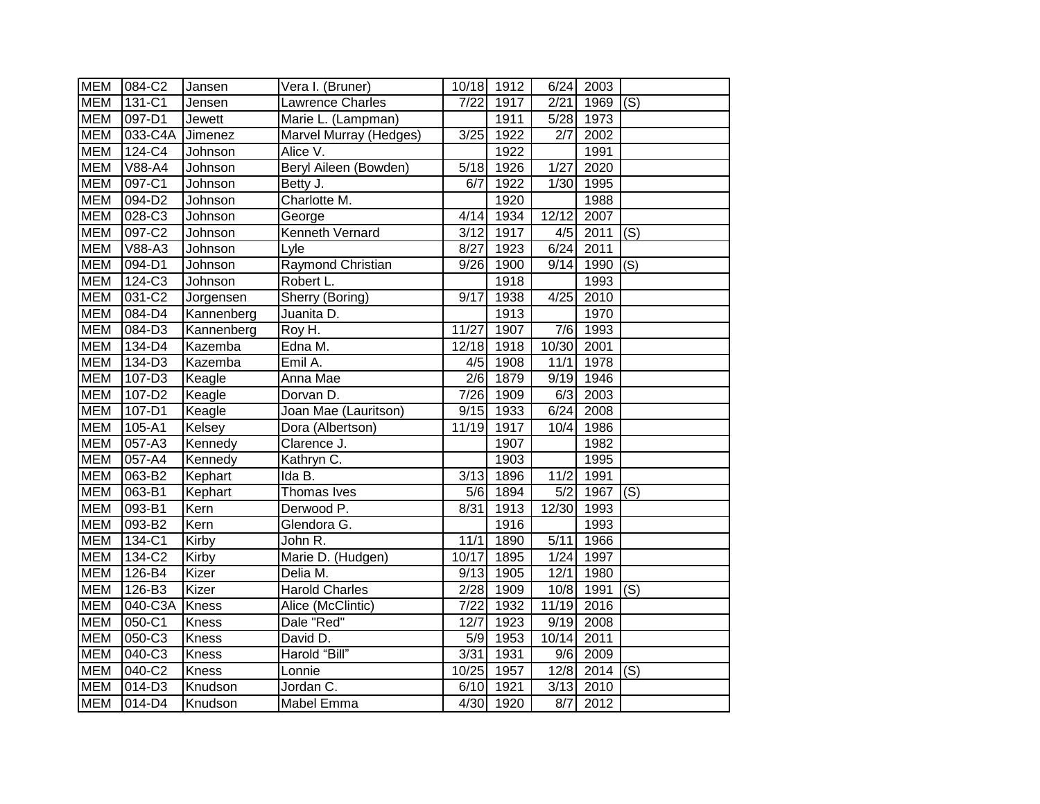| | | | | | | | | |
|---|---|---|---|---|---|---|---|---|
| MEM | 084-C2 | Jansen | Vera I. (Bruner) | 10/18 | 1912 | 6/24 | 2003 | |
| MEM | 131-C1 | Jensen | Lawrence Charles | 7/22 | 1917 | 2/21 | 1969 | (S) |
| MEM | 097-D1 | Jewett | Marie L. (Lampman) | | 1911 | 5/28 | 1973 | |
| MEM | 033-C4A | Jimenez | Marvel Murray (Hedges) | 3/25 | 1922 | 2/7 | 2002 | |
| MEM | 124-C4 | Johnson | Alice V. | | 1922 | | 1991 | |
| MEM | V88-A4 | Johnson | Beryl Aileen (Bowden) | 5/18 | 1926 | 1/27 | 2020 | |
| MEM | 097-C1 | Johnson | Betty J. | 6/7 | 1922 | 1/30 | 1995 | |
| MEM | 094-D2 | Johnson | Charlotte M. | | 1920 | | 1988 | |
| MEM | 028-C3 | Johnson | George | 4/14 | 1934 | 12/12 | 2007 | |
| MEM | 097-C2 | Johnson | Kenneth Vernard | 3/12 | 1917 | 4/5 | 2011 | (S) |
| MEM | V88-A3 | Johnson | Lyle | 8/27 | 1923 | 6/24 | 2011 | |
| MEM | 094-D1 | Johnson | Raymond Christian | 9/26 | 1900 | 9/14 | 1990 | (S) |
| MEM | 124-C3 | Johnson | Robert L. | | 1918 | | 1993 | |
| MEM | 031-C2 | Jorgensen | Sherry (Boring) | 9/17 | 1938 | 4/25 | 2010 | |
| MEM | 084-D4 | Kannenberg | Juanita D. | | 1913 | | 1970 | |
| MEM | 084-D3 | Kannenberg | Roy H. | 11/27 | 1907 | 7/6 | 1993 | |
| MEM | 134-D4 | Kazemba | Edna M. | 12/18 | 1918 | 10/30 | 2001 | |
| MEM | 134-D3 | Kazemba | Emil A. | 4/5 | 1908 | 11/1 | 1978 | |
| MEM | 107-D3 | Keagle | Anna Mae | 2/6 | 1879 | 9/19 | 1946 | |
| MEM | 107-D2 | Keagle | Dorvan D. | 7/26 | 1909 | 6/3 | 2003 | |
| MEM | 107-D1 | Keagle | Joan Mae (Lauritson) | 9/15 | 1933 | 6/24 | 2008 | |
| MEM | 105-A1 | Kelsey | Dora (Albertson) | 11/19 | 1917 | 10/4 | 1986 | |
| MEM | 057-A3 | Kennedy | Clarence J. | | 1907 | | 1982 | |
| MEM | 057-A4 | Kennedy | Kathryn C. | | 1903 | | 1995 | |
| MEM | 063-B2 | Kephart | Ida B. | 3/13 | 1896 | 11/2 | 1991 | |
| MEM | 063-B1 | Kephart | Thomas Ives | 5/6 | 1894 | 5/2 | 1967 | (S) |
| MEM | 093-B1 | Kern | Derwood P. | 8/31 | 1913 | 12/30 | 1993 | |
| MEM | 093-B2 | Kern | Glendora G. | | 1916 | | 1993 | |
| MEM | 134-C1 | Kirby | John R. | 11/1 | 1890 | 5/11 | 1966 | |
| MEM | 134-C2 | Kirby | Marie D. (Hudgen) | 10/17 | 1895 | 1/24 | 1997 | |
| MEM | 126-B4 | Kizer | Delia M. | 9/13 | 1905 | 12/1 | 1980 | |
| MEM | 126-B3 | Kizer | Harold Charles | 2/28 | 1909 | 10/8 | 1991 | (S) |
| MEM | 040-C3A | Kness | Alice (McClintic) | 7/22 | 1932 | 11/19 | 2016 | |
| MEM | 050-C1 | Kness | Dale "Red" | 12/7 | 1923 | 9/19 | 2008 | |
| MEM | 050-C3 | Kness | David D. | 5/9 | 1953 | 10/14 | 2011 | |
| MEM | 040-C3 | Kness | Harold "Bill" | 3/31 | 1931 | 9/6 | 2009 | |
| MEM | 040-C2 | Kness | Lonnie | 10/25 | 1957 | 12/8 | 2014 | (S) |
| MEM | 014-D3 | Knudson | Jordan C. | 6/10 | 1921 | 3/13 | 2010 | |
| MEM | 014-D4 | Knudson | Mabel Emma | 4/30 | 1920 | 8/7 | 2012 | |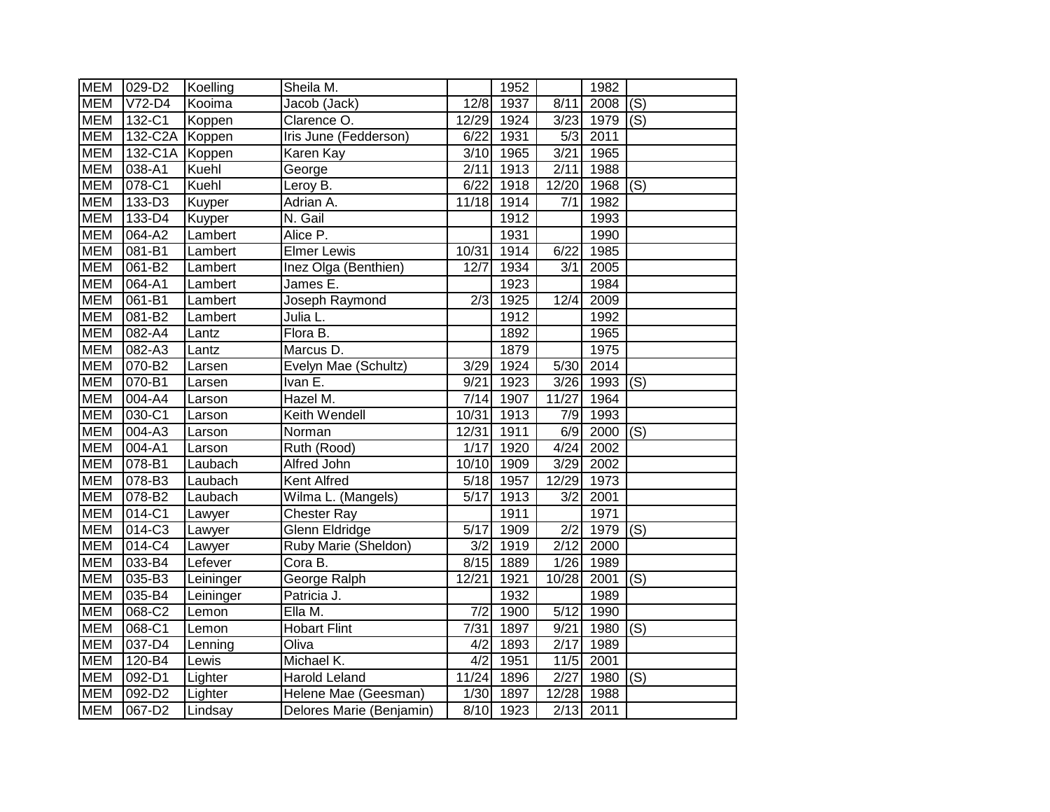| MEM | 029-D2 | Koelling | Sheila M. | | 1952 | | 1982 | |
|---|---|---|---|---|---|---|---|---|
| MEM | V72-D4 | Kooima | Jacob (Jack) | 12/8 | 1937 | 8/11 | 2008 | (S) |
| MEM | 132-C1 | Koppen | Clarence O. | 12/29 | 1924 | 3/23 | 1979 | (S) |
| MEM | 132-C2A | Koppen | Iris June (Fedderson) | 6/22 | 1931 | 5/3 | 2011 | |
| MEM | 132-C1A | Koppen | Karen Kay | 3/10 | 1965 | 3/21 | 1965 | |
| MEM | 038-A1 | Kuehl | George | 2/11 | 1913 | 2/11 | 1988 | |
| MEM | 078-C1 | Kuehl | Leroy B. | 6/22 | 1918 | 12/20 | 1968 | (S) |
| MEM | 133-D3 | Kuyper | Adrian A. | 11/18 | 1914 | 7/1 | 1982 | |
| MEM | 133-D4 | Kuyper | N. Gail | | 1912 | | 1993 | |
| MEM | 064-A2 | Lambert | Alice P. | | 1931 | | 1990 | |
| MEM | 081-B1 | Lambert | Elmer Lewis | 10/31 | 1914 | 6/22 | 1985 | |
| MEM | 061-B2 | Lambert | Inez Olga (Benthien) | 12/7 | 1934 | 3/1 | 2005 | |
| MEM | 064-A1 | Lambert | James E. | | 1923 | | 1984 | |
| MEM | 061-B1 | Lambert | Joseph Raymond | 2/3 | 1925 | 12/4 | 2009 | |
| MEM | 081-B2 | Lambert | Julia L. | | 1912 | | 1992 | |
| MEM | 082-A4 | Lantz | Flora B. | | 1892 | | 1965 | |
| MEM | 082-A3 | Lantz | Marcus D. | | 1879 | | 1975 | |
| MEM | 070-B2 | Larsen | Evelyn Mae (Schultz) | 3/29 | 1924 | 5/30 | 2014 | |
| MEM | 070-B1 | Larsen | Ivan E. | 9/21 | 1923 | 3/26 | 1993 | (S) |
| MEM | 004-A4 | Larson | Hazel M. | 7/14 | 1907 | 11/27 | 1964 | |
| MEM | 030-C1 | Larson | Keith Wendell | 10/31 | 1913 | 7/9 | 1993 | |
| MEM | 004-A3 | Larson | Norman | 12/31 | 1911 | 6/9 | 2000 | (S) |
| MEM | 004-A1 | Larson | Ruth (Rood) | 1/17 | 1920 | 4/24 | 2002 | |
| MEM | 078-B1 | Laubach | Alfred John | 10/10 | 1909 | 3/29 | 2002 | |
| MEM | 078-B3 | Laubach | Kent Alfred | 5/18 | 1957 | 12/29 | 1973 | |
| MEM | 078-B2 | Laubach | Wilma L. (Mangels) | 5/17 | 1913 | 3/2 | 2001 | |
| MEM | 014-C1 | Lawyer | Chester Ray | | 1911 | | 1971 | |
| MEM | 014-C3 | Lawyer | Glenn Eldridge | 5/17 | 1909 | 2/2 | 1979 | (S) |
| MEM | 014-C4 | Lawyer | Ruby Marie (Sheldon) | 3/2 | 1919 | 2/12 | 2000 | |
| MEM | 033-B4 | Lefever | Cora B. | 8/15 | 1889 | 1/26 | 1989 | |
| MEM | 035-B3 | Leininger | George Ralph | 12/21 | 1921 | 10/28 | 2001 | (S) |
| MEM | 035-B4 | Leininger | Patricia J. | | 1932 | | 1989 | |
| MEM | 068-C2 | Lemon | Ella M. | 7/2 | 1900 | 5/12 | 1990 | |
| MEM | 068-C1 | Lemon | Hobart Flint | 7/31 | 1897 | 9/21 | 1980 | (S) |
| MEM | 037-D4 | Lenning | Oliva | 4/2 | 1893 | 2/17 | 1989 | |
| MEM | 120-B4 | Lewis | Michael K. | 4/2 | 1951 | 11/5 | 2001 | |
| MEM | 092-D1 | Lighter | Harold Leland | 11/24 | 1896 | 2/27 | 1980 | (S) |
| MEM | 092-D2 | Lighter | Helene Mae (Geesman) | 1/30 | 1897 | 12/28 | 1988 | |
| MEM | 067-D2 | Lindsay | Delores Marie (Benjamin) | 8/10 | 1923 | 2/13 | 2011 | |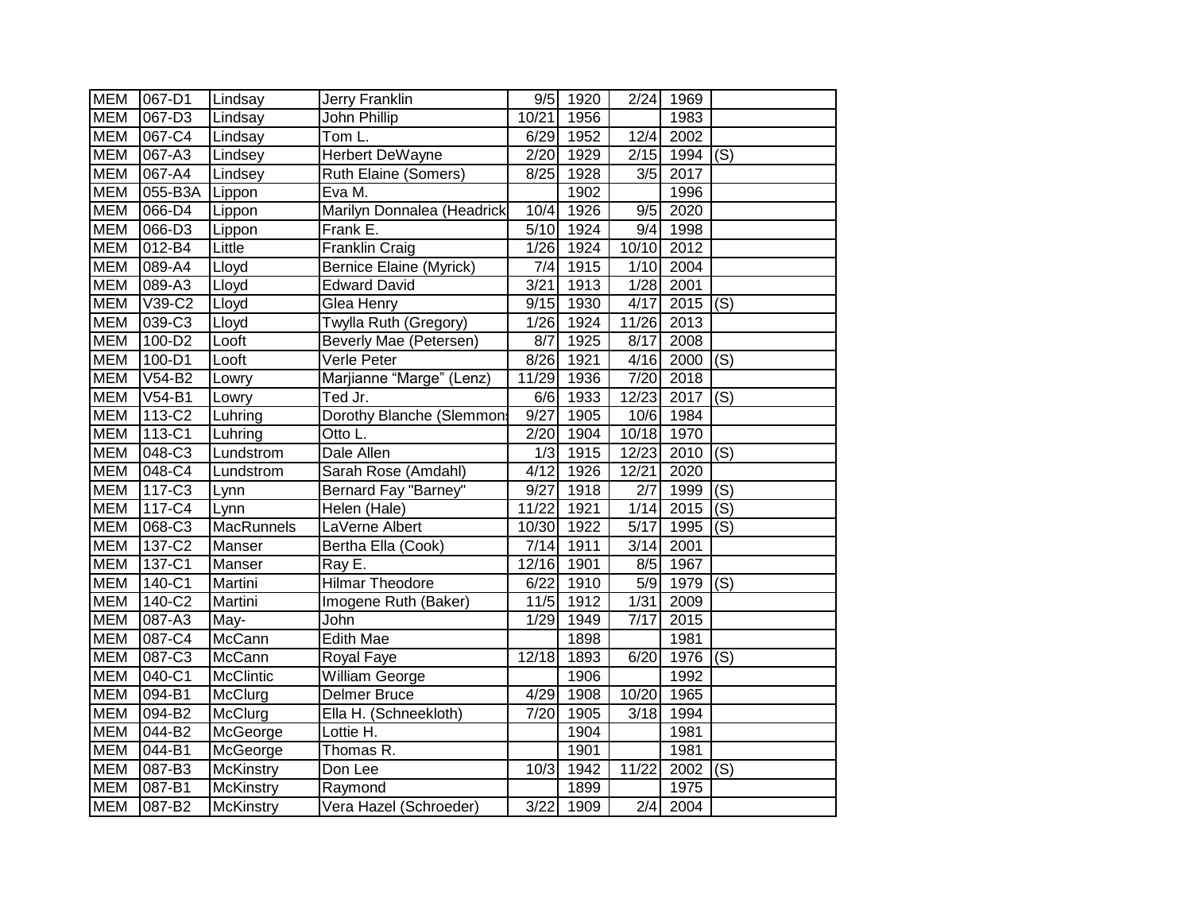| MEM | 067-D1 | Lindsay | Jerry Franklin | 9/5 | 1920 | 2/24 | 1969 | |
|---|---|---|---|---|---|---|---|---|
| MEM | 067-D3 | Lindsay | John Phillip | 10/21 | 1956 | | 1983 | |
| MEM | 067-C4 | Lindsay | Tom L. | 6/29 | 1952 | 12/4 | 2002 | |
| MEM | 067-A3 | Lindsey | Herbert DeWayne | 2/20 | 1929 | 2/15 | 1994 | (S) |
| MEM | 067-A4 | Lindsey | Ruth Elaine (Somers) | 8/25 | 1928 | 3/5 | 2017 | |
| MEM | 055-B3A | Lippon | Eva M. | | 1902 | | 1996 | |
| MEM | 066-D4 | Lippon | Marilyn Donnalea (Headrick | 10/4 | 1926 | 9/5 | 2020 | |
| MEM | 066-D3 | Lippon | Frank E. | 5/10 | 1924 | 9/4 | 1998 | |
| MEM | 012-B4 | Little | Franklin Craig | 1/26 | 1924 | 10/10 | 2012 | |
| MEM | 089-A4 | Lloyd | Bernice Elaine (Myrick) | 7/4 | 1915 | 1/10 | 2004 | |
| MEM | 089-A3 | Lloyd | Edward David | 3/21 | 1913 | 1/28 | 2001 | |
| MEM | V39-C2 | Lloyd | Glea Henry | 9/15 | 1930 | 4/17 | 2015 | (S) |
| MEM | 039-C3 | Lloyd | Twylla Ruth (Gregory) | 1/26 | 1924 | 11/26 | 2013 | |
| MEM | 100-D2 | Looft | Beverly Mae (Petersen) | 8/7 | 1925 | 8/17 | 2008 | |
| MEM | 100-D1 | Looft | Verle Peter | 8/26 | 1921 | 4/16 | 2000 | (S) |
| MEM | V54-B2 | Lowry | Marjianne "Marge" (Lenz) | 11/29 | 1936 | 7/20 | 2018 | |
| MEM | V54-B1 | Lowry | Ted Jr. | 6/6 | 1933 | 12/23 | 2017 | (S) |
| MEM | 113-C2 | Luhring | Dorothy Blanche (Slemmons | 9/27 | 1905 | 10/6 | 1984 | |
| MEM | 113-C1 | Luhring | Otto L. | 2/20 | 1904 | 10/18 | 1970 | |
| MEM | 048-C3 | Lundstrom | Dale Allen | 1/3 | 1915 | 12/23 | 2010 | (S) |
| MEM | 048-C4 | Lundstrom | Sarah Rose (Amdahl) | 4/12 | 1926 | 12/21 | 2020 | |
| MEM | 117-C3 | Lynn | Bernard Fay "Barney" | 9/27 | 1918 | 2/7 | 1999 | (S) |
| MEM | 117-C4 | Lynn | Helen (Hale) | 11/22 | 1921 | 1/14 | 2015 | (S) |
| MEM | 068-C3 | MacRunnels | LaVerne Albert | 10/30 | 1922 | 5/17 | 1995 | (S) |
| MEM | 137-C2 | Manser | Bertha Ella (Cook) | 7/14 | 1911 | 3/14 | 2001 | |
| MEM | 137-C1 | Manser | Ray E. | 12/16 | 1901 | 8/5 | 1967 | |
| MEM | 140-C1 | Martini | Hilmar Theodore | 6/22 | 1910 | 5/9 | 1979 | (S) |
| MEM | 140-C2 | Martini | Imogene Ruth (Baker) | 11/5 | 1912 | 1/31 | 2009 | |
| MEM | 087-A3 | May- | John | 1/29 | 1949 | 7/17 | 2015 | |
| MEM | 087-C4 | McCann | Edith Mae | | 1898 | | 1981 | |
| MEM | 087-C3 | McCann | Royal Faye | 12/18 | 1893 | 6/20 | 1976 | (S) |
| MEM | 040-C1 | McClintic | William George | | 1906 | | 1992 | |
| MEM | 094-B1 | McClurg | Delmer Bruce | 4/29 | 1908 | 10/20 | 1965 | |
| MEM | 094-B2 | McClurg | Ella H. (Schneekloth) | 7/20 | 1905 | 3/18 | 1994 | |
| MEM | 044-B2 | McGeorge | Lottie H. | | 1904 | | 1981 | |
| MEM | 044-B1 | McGeorge | Thomas R. | | 1901 | | 1981 | |
| MEM | 087-B3 | McKinstry | Don Lee | 10/3 | 1942 | 11/22 | 2002 | (S) |
| MEM | 087-B1 | McKinstry | Raymond | | 1899 | | 1975 | |
| MEM | 087-B2 | McKinstry | Vera Hazel (Schroeder) | 3/22 | 1909 | 2/4 | 2004 | |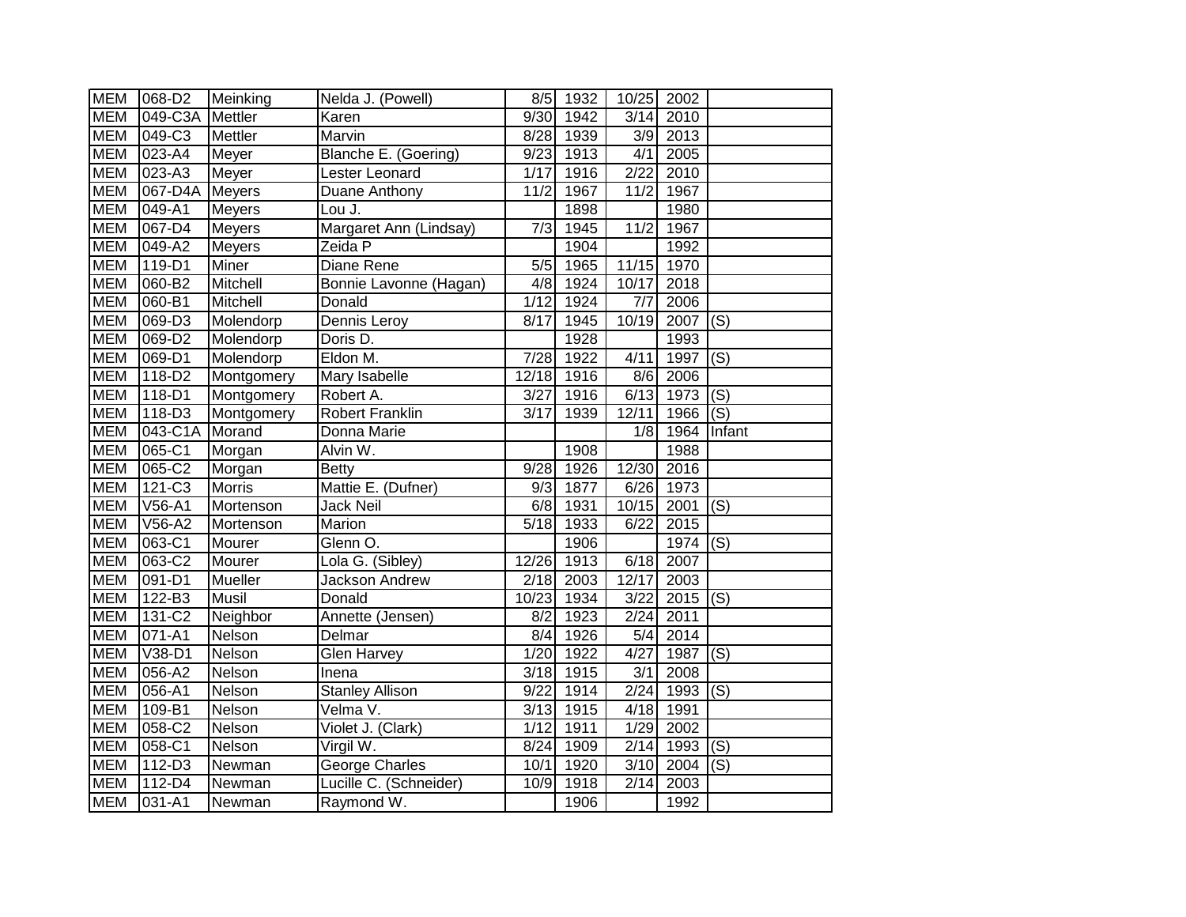| | | | | | | | | |
|---|---|---|---|---|---|---|---|---|
| MEM | 068-D2 | Meinking | Nelda J. (Powell) | 8/5 | 1932 | 10/25 | 2002 | |
| MEM | 049-C3A | Mettler | Karen | 9/30 | 1942 | 3/14 | 2010 | |
| MEM | 049-C3 | Mettler | Marvin | 8/28 | 1939 | 3/9 | 2013 | |
| MEM | 023-A4 | Meyer | Blanche E. (Goering) | 9/23 | 1913 | 4/1 | 2005 | |
| MEM | 023-A3 | Meyer | Lester Leonard | 1/17 | 1916 | 2/22 | 2010 | |
| MEM | 067-D4A | Meyers | Duane Anthony | 11/2 | 1967 | 11/2 | 1967 | |
| MEM | 049-A1 | Meyers | Lou J. | | 1898 | | 1980 | |
| MEM | 067-D4 | Meyers | Margaret Ann (Lindsay) | 7/3 | 1945 | 11/2 | 1967 | |
| MEM | 049-A2 | Meyers | Zeida P | | 1904 | | 1992 | |
| MEM | 119-D1 | Miner | Diane Rene | 5/5 | 1965 | 11/15 | 1970 | |
| MEM | 060-B2 | Mitchell | Bonnie Lavonne (Hagan) | 4/8 | 1924 | 10/17 | 2018 | |
| MEM | 060-B1 | Mitchell | Donald | 1/12 | 1924 | 7/7 | 2006 | |
| MEM | 069-D3 | Molendorp | Dennis Leroy | 8/17 | 1945 | 10/19 | 2007 | (S) |
| MEM | 069-D2 | Molendorp | Doris D. | | 1928 | | 1993 | |
| MEM | 069-D1 | Molendorp | Eldon M. | 7/28 | 1922 | 4/11 | 1997 | (S) |
| MEM | 118-D2 | Montgomery | Mary Isabelle | 12/18 | 1916 | 8/6 | 2006 | |
| MEM | 118-D1 | Montgomery | Robert A. | 3/27 | 1916 | 6/13 | 1973 | (S) |
| MEM | 118-D3 | Montgomery | Robert Franklin | 3/17 | 1939 | 12/11 | 1966 | (S) |
| MEM | 043-C1A | Morand | Donna Marie | | | 1/8 | 1964 | Infant |
| MEM | 065-C1 | Morgan | Alvin W. | | 1908 | | 1988 | |
| MEM | 065-C2 | Morgan | Betty | 9/28 | 1926 | 12/30 | 2016 | |
| MEM | 121-C3 | Morris | Mattie E. (Dufner) | 9/3 | 1877 | 6/26 | 1973 | |
| MEM | V56-A1 | Mortenson | Jack Neil | 6/8 | 1931 | 10/15 | 2001 | (S) |
| MEM | V56-A2 | Mortenson | Marion | 5/18 | 1933 | 6/22 | 2015 | |
| MEM | 063-C1 | Mourer | Glenn O. | | 1906 | | 1974 | (S) |
| MEM | 063-C2 | Mourer | Lola G. (Sibley) | 12/26 | 1913 | 6/18 | 2007 | |
| MEM | 091-D1 | Mueller | Jackson Andrew | 2/18 | 2003 | 12/17 | 2003 | |
| MEM | 122-B3 | Musil | Donald | 10/23 | 1934 | 3/22 | 2015 | (S) |
| MEM | 131-C2 | Neighbor | Annette (Jensen) | 8/2 | 1923 | 2/24 | 2011 | |
| MEM | 071-A1 | Nelson | Delmar | 8/4 | 1926 | 5/4 | 2014 | |
| MEM | V38-D1 | Nelson | Glen Harvey | 1/20 | 1922 | 4/27 | 1987 | (S) |
| MEM | 056-A2 | Nelson | Inena | 3/18 | 1915 | 3/1 | 2008 | |
| MEM | 056-A1 | Nelson | Stanley Allison | 9/22 | 1914 | 2/24 | 1993 | (S) |
| MEM | 109-B1 | Nelson | Velma V. | 3/13 | 1915 | 4/18 | 1991 | |
| MEM | 058-C2 | Nelson | Violet J. (Clark) | 1/12 | 1911 | 1/29 | 2002 | |
| MEM | 058-C1 | Nelson | Virgil W. | 8/24 | 1909 | 2/14 | 1993 | (S) |
| MEM | 112-D3 | Newman | George Charles | 10/1 | 1920 | 3/10 | 2004 | (S) |
| MEM | 112-D4 | Newman | Lucille C. (Schneider) | 10/9 | 1918 | 2/14 | 2003 | |
| MEM | 031-A1 | Newman | Raymond W. | | 1906 | | 1992 | |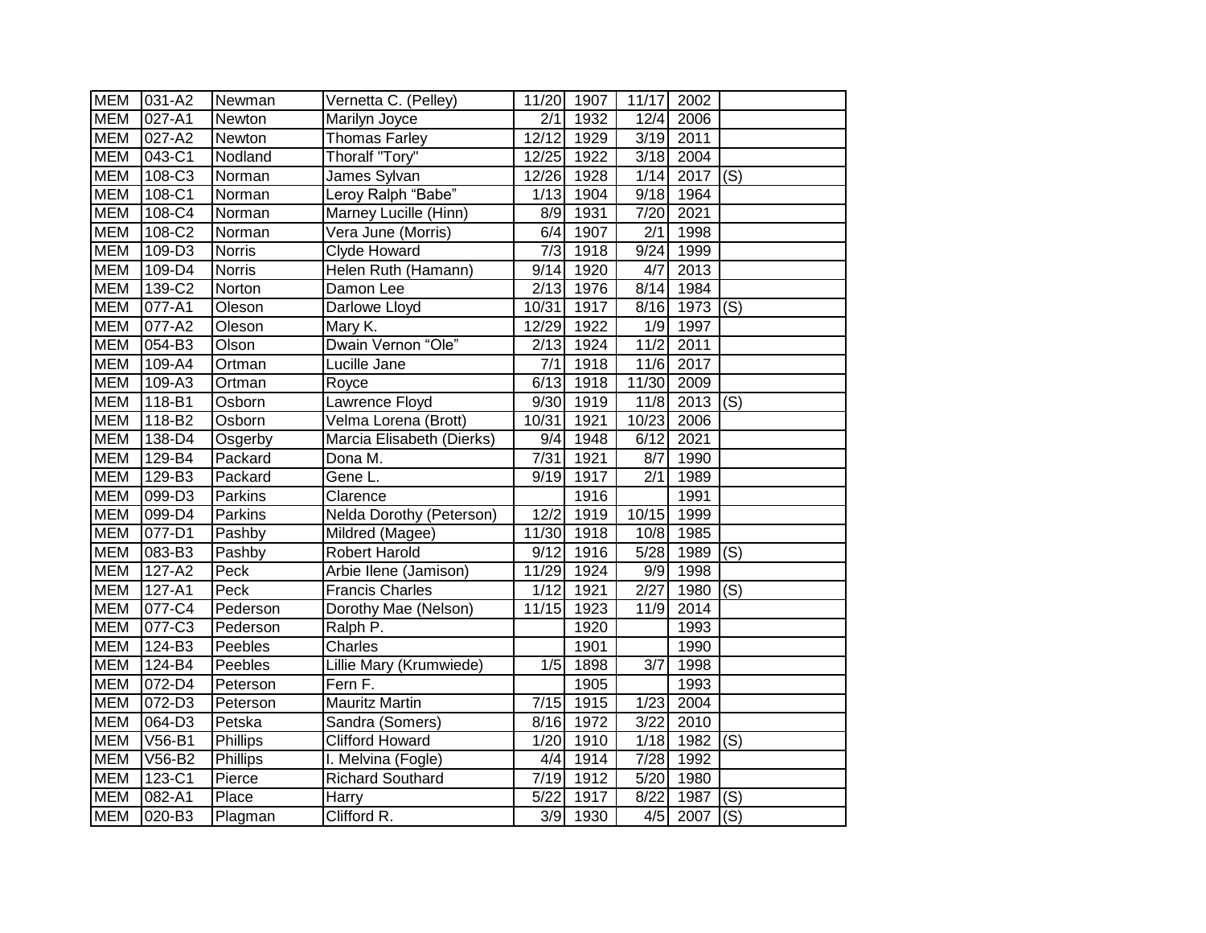| MEM | 031-A2 | Newman | Vernetta C. (Pelley) | 11/20 | 1907 | 11/17 | 2002 | |
|---|---|---|---|---|---|---|---|---|
| MEM | 027-A1 | Newton | Marilyn Joyce | 2/1 | 1932 | 12/4 | 2006 | |
| MEM | 027-A2 | Newton | Thomas Farley | 12/12 | 1929 | 3/19 | 2011 | |
| MEM | 043-C1 | Nodland | Thoralf "Tory" | 12/25 | 1922 | 3/18 | 2004 | |
| MEM | 108-C3 | Norman | James Sylvan | 12/26 | 1928 | 1/14 | 2017 | (S) |
| MEM | 108-C1 | Norman | Leroy Ralph "Babe" | 1/13 | 1904 | 9/18 | 1964 | |
| MEM | 108-C4 | Norman | Marney Lucille (Hinn) | 8/9 | 1931 | 7/20 | 2021 | |
| MEM | 108-C2 | Norman | Vera June (Morris) | 6/4 | 1907 | 2/1 | 1998 | |
| MEM | 109-D3 | Norris | Clyde Howard | 7/3 | 1918 | 9/24 | 1999 | |
| MEM | 109-D4 | Norris | Helen Ruth (Hamann) | 9/14 | 1920 | 4/7 | 2013 | |
| MEM | 139-C2 | Norton | Damon Lee | 2/13 | 1976 | 8/14 | 1984 | |
| MEM | 077-A1 | Oleson | Darlowe Lloyd | 10/31 | 1917 | 8/16 | 1973 | (S) |
| MEM | 077-A2 | Oleson | Mary K. | 12/29 | 1922 | 1/9 | 1997 | |
| MEM | 054-B3 | Olson | Dwain Vernon "Ole" | 2/13 | 1924 | 11/2 | 2011 | |
| MEM | 109-A4 | Ortman | Lucille Jane | 7/1 | 1918 | 11/6 | 2017 | |
| MEM | 109-A3 | Ortman | Royce | 6/13 | 1918 | 11/30 | 2009 | |
| MEM | 118-B1 | Osborn | Lawrence Floyd | 9/30 | 1919 | 11/8 | 2013 | (S) |
| MEM | 118-B2 | Osborn | Velma Lorena (Brott) | 10/31 | 1921 | 10/23 | 2006 | |
| MEM | 138-D4 | Osgerby | Marcia Elisabeth (Dierks) | 9/4 | 1948 | 6/12 | 2021 | |
| MEM | 129-B4 | Packard | Dona M. | 7/31 | 1921 | 8/7 | 1990 | |
| MEM | 129-B3 | Packard | Gene L. | 9/19 | 1917 | 2/1 | 1989 | |
| MEM | 099-D3 | Parkins | Clarence | | 1916 | | 1991 | |
| MEM | 099-D4 | Parkins | Nelda Dorothy (Peterson) | 12/2 | 1919 | 10/15 | 1999 | |
| MEM | 077-D1 | Pashby | Mildred (Magee) | 11/30 | 1918 | 10/8 | 1985 | |
| MEM | 083-B3 | Pashby | Robert Harold | 9/12 | 1916 | 5/28 | 1989 | (S) |
| MEM | 127-A2 | Peck | Arbie Ilene (Jamison) | 11/29 | 1924 | 9/9 | 1998 | |
| MEM | 127-A1 | Peck | Francis Charles | 1/12 | 1921 | 2/27 | 1980 | (S) |
| MEM | 077-C4 | Pederson | Dorothy Mae (Nelson) | 11/15 | 1923 | 11/9 | 2014 | |
| MEM | 077-C3 | Pederson | Ralph P. | | 1920 | | 1993 | |
| MEM | 124-B3 | Peebles | Charles | | 1901 | | 1990 | |
| MEM | 124-B4 | Peebles | Lillie Mary (Krumwiede) | 1/5 | 1898 | 3/7 | 1998 | |
| MEM | 072-D4 | Peterson | Fern F. | | 1905 | | 1993 | |
| MEM | 072-D3 | Peterson | Mauritz Martin | 7/15 | 1915 | 1/23 | 2004 | |
| MEM | 064-D3 | Petska | Sandra (Somers) | 8/16 | 1972 | 3/22 | 2010 | |
| MEM | V56-B1 | Phillips | Clifford Howard | 1/20 | 1910 | 1/18 | 1982 | (S) |
| MEM | V56-B2 | Phillips | I. Melvina (Fogle) | 4/4 | 1914 | 7/28 | 1992 | |
| MEM | 123-C1 | Pierce | Richard Southard | 7/19 | 1912 | 5/20 | 1980 | |
| MEM | 082-A1 | Place | Harry | 5/22 | 1917 | 8/22 | 1987 | (S) |
| MEM | 020-B3 | Plagman | Clifford R. | 3/9 | 1930 | 4/5 | 2007 | (S) |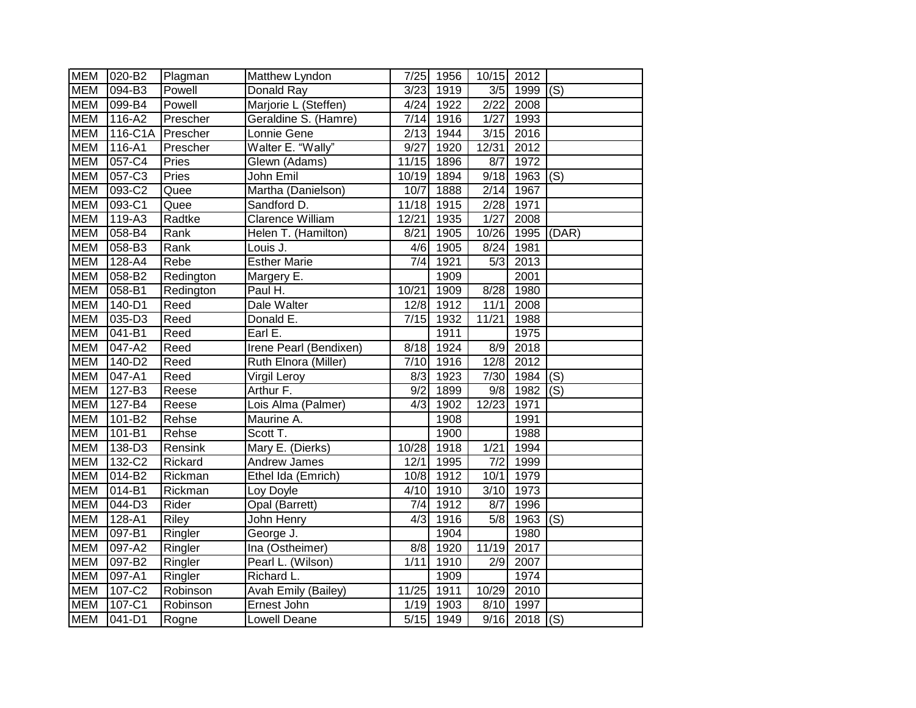| MEM | 020-B2 | Plagman | Matthew Lyndon | 7/25 | 1956 | 10/15 | 2012 | |
|---|---|---|---|---|---|---|---|---|
| MEM | 094-B3 | Powell | Donald Ray | 3/23 | 1919 | 3/5 | 1999 | (S) |
| MEM | 099-B4 | Powell | Marjorie L (Steffen) | 4/24 | 1922 | 2/22 | 2008 | |
| MEM | 116-A2 | Prescher | Geraldine S. (Hamre) | 7/14 | 1916 | 1/27 | 1993 | |
| MEM | 116-C1A | Prescher | Lonnie Gene | 2/13 | 1944 | 3/15 | 2016 | |
| MEM | 116-A1 | Prescher | Walter E. "Wally" | 9/27 | 1920 | 12/31 | 2012 | |
| MEM | 057-C4 | Pries | Glewn (Adams) | 11/15 | 1896 | 8/7 | 1972 | |
| MEM | 057-C3 | Pries | John Emil | 10/19 | 1894 | 9/18 | 1963 | (S) |
| MEM | 093-C2 | Quee | Martha (Danielson) | 10/7 | 1888 | 2/14 | 1967 | |
| MEM | 093-C1 | Quee | Sandford D. | 11/18 | 1915 | 2/28 | 1971 | |
| MEM | 119-A3 | Radtke | Clarence William | 12/21 | 1935 | 1/27 | 2008 | |
| MEM | 058-B4 | Rank | Helen T. (Hamilton) | 8/21 | 1905 | 10/26 | 1995 | (DAR) |
| MEM | 058-B3 | Rank | Louis J. | 4/6 | 1905 | 8/24 | 1981 | |
| MEM | 128-A4 | Rebe | Esther Marie | 7/4 | 1921 | 5/3 | 2013 | |
| MEM | 058-B2 | Redington | Margery E. | | 1909 | | 2001 | |
| MEM | 058-B1 | Redington | Paul H. | 10/21 | 1909 | 8/28 | 1980 | |
| MEM | 140-D1 | Reed | Dale Walter | 12/8 | 1912 | 11/1 | 2008 | |
| MEM | 035-D3 | Reed | Donald E. | 7/15 | 1932 | 11/21 | 1988 | |
| MEM | 041-B1 | Reed | Earl E. | | 1911 | | 1975 | |
| MEM | 047-A2 | Reed | Irene Pearl (Bendixen) | 8/18 | 1924 | 8/9 | 2018 | |
| MEM | 140-D2 | Reed | Ruth Elnora (Miller) | 7/10 | 1916 | 12/8 | 2012 | |
| MEM | 047-A1 | Reed | Virgil Leroy | 8/3 | 1923 | 7/30 | 1984 | (S) |
| MEM | 127-B3 | Reese | Arthur F. | 9/2 | 1899 | 9/8 | 1982 | (S) |
| MEM | 127-B4 | Reese | Lois Alma (Palmer) | 4/3 | 1902 | 12/23 | 1971 | |
| MEM | 101-B2 | Rehse | Maurine A. | | 1908 | | 1991 | |
| MEM | 101-B1 | Rehse | Scott T. | | 1900 | | 1988 | |
| MEM | 138-D3 | Rensink | Mary E. (Dierks) | 10/28 | 1918 | 1/21 | 1994 | |
| MEM | 132-C2 | Rickard | Andrew James | 12/1 | 1995 | 7/2 | 1999 | |
| MEM | 014-B2 | Rickman | Ethel Ida (Emrich) | 10/8 | 1912 | 10/1 | 1979 | |
| MEM | 014-B1 | Rickman | Loy Doyle | 4/10 | 1910 | 3/10 | 1973 | |
| MEM | 044-D3 | Rider | Opal (Barrett) | 7/4 | 1912 | 8/7 | 1996 | |
| MEM | 128-A1 | Riley | John Henry | 4/3 | 1916 | 5/8 | 1963 | (S) |
| MEM | 097-B1 | Ringler | George J. | | 1904 | | 1980 | |
| MEM | 097-A2 | Ringler | Ina (Ostheimer) | 8/8 | 1920 | 11/19 | 2017 | |
| MEM | 097-B2 | Ringler | Pearl L. (Wilson) | 1/11 | 1910 | 2/9 | 2007 | |
| MEM | 097-A1 | Ringler | Richard L. | | 1909 | | 1974 | |
| MEM | 107-C2 | Robinson | Avah Emily (Bailey) | 11/25 | 1911 | 10/29 | 2010 | |
| MEM | 107-C1 | Robinson | Ernest John | 1/19 | 1903 | 8/10 | 1997 | |
| MEM | 041-D1 | Rogne | Lowell Deane | 5/15 | 1949 | 9/16 | 2018 | (S) |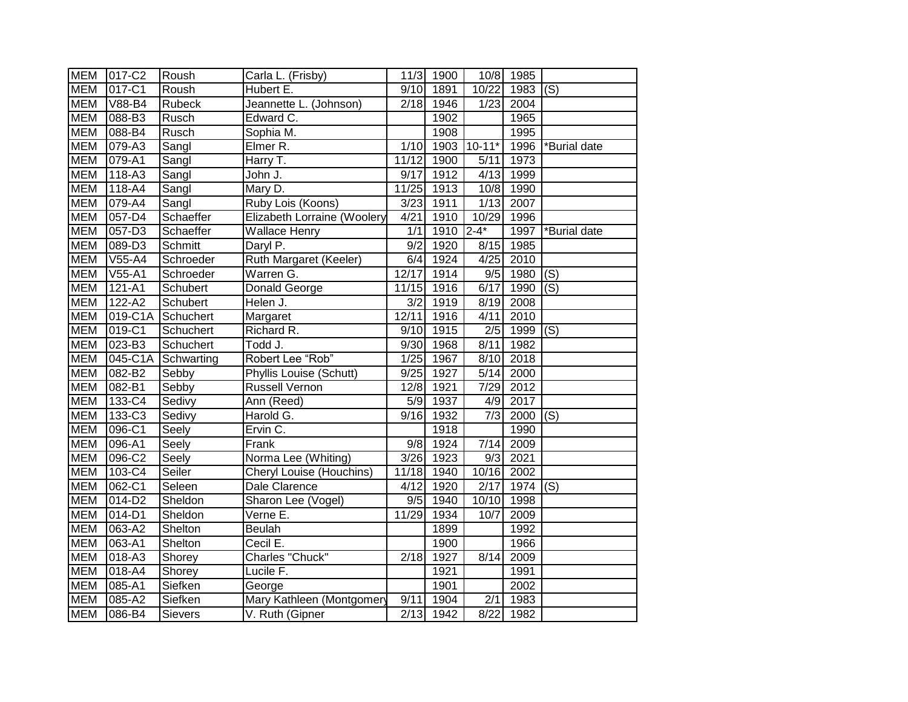| MEM | 017-C2 | Roush | Carla L. (Frisby) | 11/3 | 1900 | 10/8 | 1985 | |
|---|---|---|---|---|---|---|---|---|
| MEM | 017-C1 | Roush | Hubert E. | 9/10 | 1891 | 10/22 | 1983 | (S) |
| MEM | V88-B4 | Rubeck | Jeannette L. (Johnson) | 2/18 | 1946 | 1/23 | 2004 | |
| MEM | 088-B3 | Rusch | Edward C. | | 1902 | | 1965 | |
| MEM | 088-B4 | Rusch | Sophia M. | | 1908 | | 1995 | |
| MEM | 079-A3 | Sangl | Elmer R. | 1/10 | 1903 | 10-11* | 1996 | *Burial date |
| MEM | 079-A1 | Sangl | Harry T. | 11/12 | 1900 | 5/11 | 1973 | |
| MEM | 118-A3 | Sangl | John J. | 9/17 | 1912 | 4/13 | 1999 | |
| MEM | 118-A4 | Sangl | Mary D. | 11/25 | 1913 | 10/8 | 1990 | |
| MEM | 079-A4 | Sangl | Ruby Lois (Koons) | 3/23 | 1911 | 1/13 | 2007 | |
| MEM | 057-D4 | Schaeffer | Elizabeth Lorraine (Woolery | 4/21 | 1910 | 10/29 | 1996 | |
| MEM | 057-D3 | Schaeffer | Wallace Henry | 1/1 | 1910 | 2-4* | 1997 | *Burial date |
| MEM | 089-D3 | Schmitt | Daryl P. | 9/2 | 1920 | 8/15 | 1985 | |
| MEM | V55-A4 | Schroeder | Ruth Margaret (Keeler) | 6/4 | 1924 | 4/25 | 2010 | |
| MEM | V55-A1 | Schroeder | Warren G. | 12/17 | 1914 | 9/5 | 1980 | (S) |
| MEM | 121-A1 | Schubert | Donald George | 11/15 | 1916 | 6/17 | 1990 | (S) |
| MEM | 122-A2 | Schubert | Helen J. | 3/2 | 1919 | 8/19 | 2008 | |
| MEM | 019-C1A | Schuchert | Margaret | 12/11 | 1916 | 4/11 | 2010 | |
| MEM | 019-C1 | Schuchert | Richard R. | 9/10 | 1915 | 2/5 | 1999 | (S) |
| MEM | 023-B3 | Schuchert | Todd J. | 9/30 | 1968 | 8/11 | 1982 | |
| MEM | 045-C1A | Schwarting | Robert Lee “Rob” | 1/25 | 1967 | 8/10 | 2018 | |
| MEM | 082-B2 | Sebby | Phyllis Louise (Schutt) | 9/25 | 1927 | 5/14 | 2000 | |
| MEM | 082-B1 | Sebby | Russell Vernon | 12/8 | 1921 | 7/29 | 2012 | |
| MEM | 133-C4 | Sedivy | Ann (Reed) | 5/9 | 1937 | 4/9 | 2017 | |
| MEM | 133-C3 | Sedivy | Harold G. | 9/16 | 1932 | 7/3 | 2000 | (S) |
| MEM | 096-C1 | Seely | Ervin C. | | 1918 | | 1990 | |
| MEM | 096-A1 | Seely | Frank | 9/8 | 1924 | 7/14 | 2009 | |
| MEM | 096-C2 | Seely | Norma Lee (Whiting) | 3/26 | 1923 | 9/3 | 2021 | |
| MEM | 103-C4 | Seiler | Cheryl Louise (Houchins) | 11/18 | 1940 | 10/16 | 2002 | |
| MEM | 062-C1 | Seleen | Dale Clarence | 4/12 | 1920 | 2/17 | 1974 | (S) |
| MEM | 014-D2 | Sheldon | Sharon Lee (Vogel) | 9/5 | 1940 | 10/10 | 1998 | |
| MEM | 014-D1 | Sheldon | Verne E. | 11/29 | 1934 | 10/7 | 2009 | |
| MEM | 063-A2 | Shelton | Beulah | | 1899 | | 1992 | |
| MEM | 063-A1 | Shelton | Cecil E. | | 1900 | | 1966 | |
| MEM | 018-A3 | Shorey | Charles "Chuck" | 2/18 | 1927 | 8/14 | 2009 | |
| MEM | 018-A4 | Shorey | Lucile F. | | 1921 | | 1991 | |
| MEM | 085-A1 | Siefken | George | | 1901 | | 2002 | |
| MEM | 085-A2 | Siefken | Mary Kathleen (Montgomery | 9/11 | 1904 | 2/1 | 1983 | |
| MEM | 086-B4 | Sievers | V. Ruth (Gipner | 2/13 | 1942 | 8/22 | 1982 | |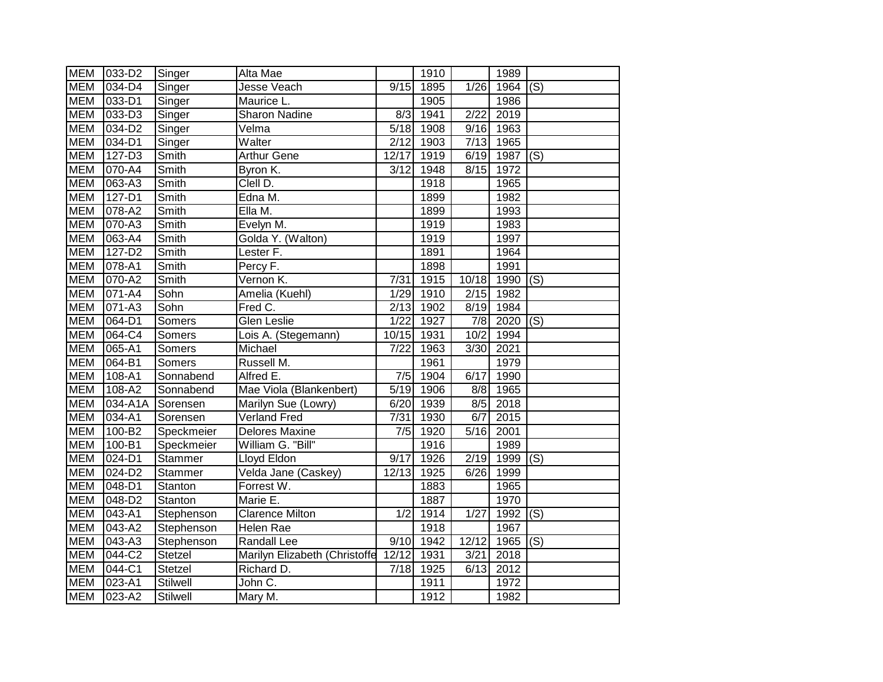| MEM | 033-D2 | Singer | Alta Mae | | 1910 | | 1989 | |
|---|---|---|---|---|---|---|---|---|
| MEM | 034-D4 | Singer | Jesse Veach | 9/15 | 1895 | 1/26 | 1964 | (S) |
| MEM | 033-D1 | Singer | Maurice L. | | 1905 | | 1986 | |
| MEM | 033-D3 | Singer | Sharon Nadine | 8/3 | 1941 | 2/22 | 2019 | |
| MEM | 034-D2 | Singer | Velma | 5/18 | 1908 | 9/16 | 1963 | |
| MEM | 034-D1 | Singer | Walter | 2/12 | 1903 | 7/13 | 1965 | |
| MEM | 127-D3 | Smith | Arthur Gene | 12/17 | 1919 | 6/19 | 1987 | (S) |
| MEM | 070-A4 | Smith | Byron K. | 3/12 | 1948 | 8/15 | 1972 | |
| MEM | 063-A3 | Smith | Clell D. | | 1918 | | 1965 | |
| MEM | 127-D1 | Smith | Edna M. | | 1899 | | 1982 | |
| MEM | 078-A2 | Smith | Ella M. | | 1899 | | 1993 | |
| MEM | 070-A3 | Smith | Evelyn M. | | 1919 | | 1983 | |
| MEM | 063-A4 | Smith | Golda Y. (Walton) | | 1919 | | 1997 | |
| MEM | 127-D2 | Smith | Lester F. | | 1891 | | 1964 | |
| MEM | 078-A1 | Smith | Percy F. | | 1898 | | 1991 | |
| MEM | 070-A2 | Smith | Vernon K. | 7/31 | 1915 | 10/18 | 1990 | (S) |
| MEM | 071-A4 | Sohn | Amelia (Kuehl) | 1/29 | 1910 | 2/15 | 1982 | |
| MEM | 071-A3 | Sohn | Fred C. | 2/13 | 1902 | 8/19 | 1984 | |
| MEM | 064-D1 | Somers | Glen Leslie | 1/22 | 1927 | 7/8 | 2020 | (S) |
| MEM | 064-C4 | Somers | Lois A. (Stegemann) | 10/15 | 1931 | 10/2 | 1994 | |
| MEM | 065-A1 | Somers | Michael | 7/22 | 1963 | 3/30 | 2021 | |
| MEM | 064-B1 | Somers | Russell M. | | 1961 | | 1979 | |
| MEM | 108-A1 | Sonnabend | Alfred E. | 7/5 | 1904 | 6/17 | 1990 | |
| MEM | 108-A2 | Sonnabend | Mae Viola (Blankenbert) | 5/19 | 1906 | 8/8 | 1965 | |
| MEM | 034-A1A | Sorensen | Marilyn Sue (Lowry) | 6/20 | 1939 | 8/5 | 2018 | |
| MEM | 034-A1 | Sorensen | Verland Fred | 7/31 | 1930 | 6/7 | 2015 | |
| MEM | 100-B2 | Speckmeier | Delores Maxine | 7/5 | 1920 | 5/16 | 2001 | |
| MEM | 100-B1 | Speckmeier | William G. "Bill" | | 1916 | | 1989 | |
| MEM | 024-D1 | Stammer | Lloyd Eldon | 9/17 | 1926 | 2/19 | 1999 | (S) |
| MEM | 024-D2 | Stammer | Velda Jane (Caskey) | 12/13 | 1925 | 6/26 | 1999 | |
| MEM | 048-D1 | Stanton | Forrest W. | | 1883 | | 1965 | |
| MEM | 048-D2 | Stanton | Marie E. | | 1887 | | 1970 | |
| MEM | 043-A1 | Stephenson | Clarence Milton | 1/2 | 1914 | 1/27 | 1992 | (S) |
| MEM | 043-A2 | Stephenson | Helen Rae | | 1918 | | 1967 | |
| MEM | 043-A3 | Stephenson | Randall Lee | 9/10 | 1942 | 12/12 | 1965 | (S) |
| MEM | 044-C2 | Stetzel | Marilyn Elizabeth (Christoffe | 12/12 | 1931 | 3/21 | 2018 | |
| MEM | 044-C1 | Stetzel | Richard D. | 7/18 | 1925 | 6/13 | 2012 | |
| MEM | 023-A1 | Stilwell | John C. | | 1911 | | 1972 | |
| MEM | 023-A2 | Stilwell | Mary M. | | 1912 | | 1982 | |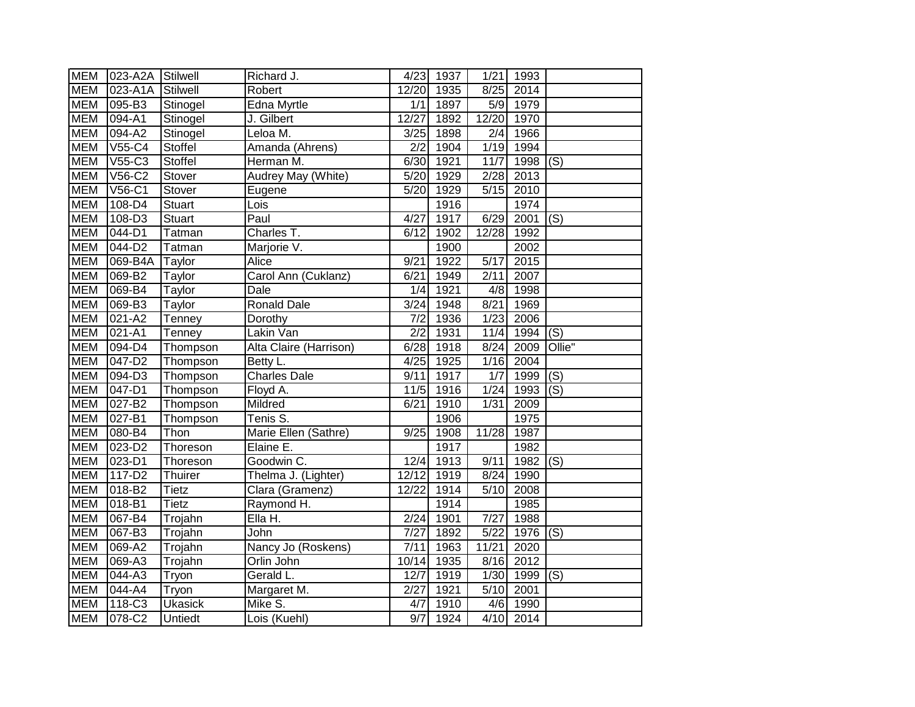| | | | | | | | | |
|---|---|---|---|---|---|---|---|---|
| MEM | 023-A2A | Stilwell | Richard J. | 4/23 | 1937 | 1/21 | 1993 | |
| MEM | 023-A1A | Stilwell | Robert | 12/20 | 1935 | 8/25 | 2014 | |
| MEM | 095-B3 | Stinogel | Edna Myrtle | 1/1 | 1897 | 5/9 | 1979 | |
| MEM | 094-A1 | Stinogel | J. Gilbert | 12/27 | 1892 | 12/20 | 1970 | |
| MEM | 094-A2 | Stinogel | Leloa M. | 3/25 | 1898 | 2/4 | 1966 | |
| MEM | V55-C4 | Stoffel | Amanda (Ahrens) | 2/2 | 1904 | 1/19 | 1994 | |
| MEM | V55-C3 | Stoffel | Herman M. | 6/30 | 1921 | 11/7 | 1998 | (S) |
| MEM | V56-C2 | Stover | Audrey May (White) | 5/20 | 1929 | 2/28 | 2013 | |
| MEM | V56-C1 | Stover | Eugene | 5/20 | 1929 | 5/15 | 2010 | |
| MEM | 108-D4 | Stuart | Lois | | 1916 | | 1974 | |
| MEM | 108-D3 | Stuart | Paul | 4/27 | 1917 | 6/29 | 2001 | (S) |
| MEM | 044-D1 | Tatman | Charles T. | 6/12 | 1902 | 12/28 | 1992 | |
| MEM | 044-D2 | Tatman | Marjorie V. | | 1900 | | 2002 | |
| MEM | 069-B4A | Taylor | Alice | 9/21 | 1922 | 5/17 | 2015 | |
| MEM | 069-B2 | Taylor | Carol Ann (Cuklanz) | 6/21 | 1949 | 2/11 | 2007 | |
| MEM | 069-B4 | Taylor | Dale | 1/4 | 1921 | 4/8 | 1998 | |
| MEM | 069-B3 | Taylor | Ronald Dale | 3/24 | 1948 | 8/21 | 1969 | |
| MEM | 021-A2 | Tenney | Dorothy | 7/2 | 1936 | 1/23 | 2006 | |
| MEM | 021-A1 | Tenney | Lakin Van | 2/2 | 1931 | 11/4 | 1994 | (S) |
| MEM | 094-D4 | Thompson | Alta Claire (Harrison) | 6/28 | 1918 | 8/24 | 2009 | Ollie" |
| MEM | 047-D2 | Thompson | Betty L. | 4/25 | 1925 | 1/16 | 2004 | |
| MEM | 094-D3 | Thompson | Charles Dale | 9/11 | 1917 | 1/7 | 1999 | (S) |
| MEM | 047-D1 | Thompson | Floyd A. | 11/5 | 1916 | 1/24 | 1993 | (S) |
| MEM | 027-B2 | Thompson | Mildred | 6/21 | 1910 | 1/31 | 2009 | |
| MEM | 027-B1 | Thompson | Tenis S. | | 1906 | | 1975 | |
| MEM | 080-B4 | Thon | Marie Ellen (Sathre) | 9/25 | 1908 | 11/28 | 1987 | |
| MEM | 023-D2 | Thoreson | Elaine E. | | 1917 | | 1982 | |
| MEM | 023-D1 | Thoreson | Goodwin C. | 12/4 | 1913 | 9/11 | 1982 | (S) |
| MEM | 117-D2 | Thuirer | Thelma J. (Lighter) | 12/12 | 1919 | 8/24 | 1990 | |
| MEM | 018-B2 | Tietz | Clara (Gramenz) | 12/22 | 1914 | 5/10 | 2008 | |
| MEM | 018-B1 | Tietz | Raymond H. | | 1914 | | 1985 | |
| MEM | 067-B4 | Trojahn | Ella H. | 2/24 | 1901 | 7/27 | 1988 | |
| MEM | 067-B3 | Trojahn | John | 7/27 | 1892 | 5/22 | 1976 | (S) |
| MEM | 069-A2 | Trojahn | Nancy Jo (Roskens) | 7/11 | 1963 | 11/21 | 2020 | |
| MEM | 069-A3 | Trojahn | Orlin John | 10/14 | 1935 | 8/16 | 2012 | |
| MEM | 044-A3 | Tryon | Gerald L. | 12/7 | 1919 | 1/30 | 1999 | (S) |
| MEM | 044-A4 | Tryon | Margaret M. | 2/27 | 1921 | 5/10 | 2001 | |
| MEM | 118-C3 | Ukasick | Mike S. | 4/7 | 1910 | 4/6 | 1990 | |
| MEM | 078-C2 | Untiedt | Lois (Kuehl) | 9/7 | 1924 | 4/10 | 2014 | |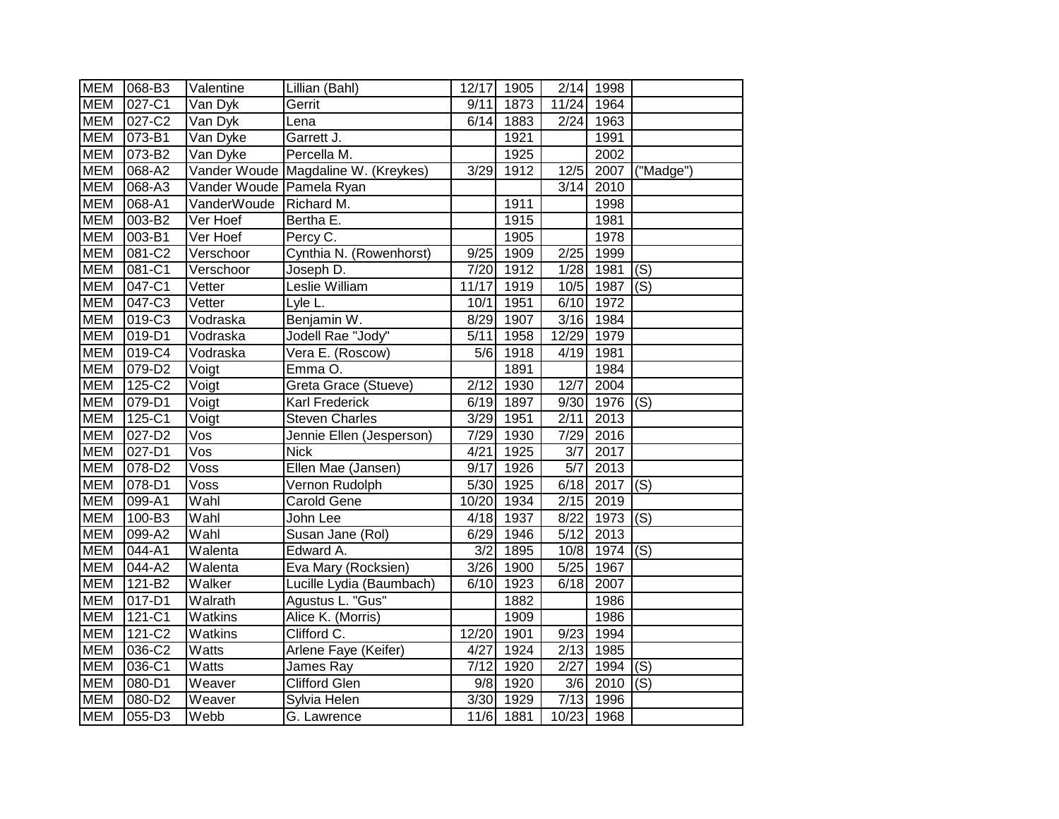| MEM | 068-B3 | Valentine | Lillian (Bahl) | 12/17 | 1905 | 2/14 | 1998 | |
|---|---|---|---|---|---|---|---|---|
| MEM | 027-C1 | Van Dyk | Gerrit | 9/11 | 1873 | 11/24 | 1964 | |
| MEM | 027-C2 | Van Dyk | Lena | 6/14 | 1883 | 2/24 | 1963 | |
| MEM | 073-B1 | Van Dyke | Garrett J. | | 1921 | | 1991 | |
| MEM | 073-B2 | Van Dyke | Percella M. | | 1925 | | 2002 | |
| MEM | 068-A2 | Vander Woude | Magdaline W. (Kreykes) | 3/29 | 1912 | 12/5 | 2007 | ("Madge") |
| MEM | 068-A3 | Vander Woude | Pamela Ryan | | | 3/14 | 2010 | |
| MEM | 068-A1 | VanderWoude | Richard M. | | 1911 | | 1998 | |
| MEM | 003-B2 | Ver Hoef | Bertha E. | | 1915 | | 1981 | |
| MEM | 003-B1 | Ver Hoef | Percy C. | | 1905 | | 1978 | |
| MEM | 081-C2 | Verschoor | Cynthia N. (Rowenhorst) | 9/25 | 1909 | 2/25 | 1999 | |
| MEM | 081-C1 | Verschoor | Joseph D. | 7/20 | 1912 | 1/28 | 1981 | (S) |
| MEM | 047-C1 | Vetter | Leslie William | 11/17 | 1919 | 10/5 | 1987 | (S) |
| MEM | 047-C3 | Vetter | Lyle L. | 10/1 | 1951 | 6/10 | 1972 | |
| MEM | 019-C3 | Vodraska | Benjamin W. | 8/29 | 1907 | 3/16 | 1984 | |
| MEM | 019-D1 | Vodraska | Jodell Rae "Jody" | 5/11 | 1958 | 12/29 | 1979 | |
| MEM | 019-C4 | Vodraska | Vera E. (Roscow) | 5/6 | 1918 | 4/19 | 1981 | |
| MEM | 079-D2 | Voigt | Emma O. | | 1891 | | 1984 | |
| MEM | 125-C2 | Voigt | Greta Grace (Stueve) | 2/12 | 1930 | 12/7 | 2004 | |
| MEM | 079-D1 | Voigt | Karl Frederick | 6/19 | 1897 | 9/30 | 1976 | (S) |
| MEM | 125-C1 | Voigt | Steven Charles | 3/29 | 1951 | 2/11 | 2013 | |
| MEM | 027-D2 | Vos | Jennie Ellen (Jesperson) | 7/29 | 1930 | 7/29 | 2016 | |
| MEM | 027-D1 | Vos | Nick | 4/21 | 1925 | 3/7 | 2017 | |
| MEM | 078-D2 | Voss | Ellen Mae (Jansen) | 9/17 | 1926 | 5/7 | 2013 | |
| MEM | 078-D1 | Voss | Vernon Rudolph | 5/30 | 1925 | 6/18 | 2017 | (S) |
| MEM | 099-A1 | Wahl | Carold Gene | 10/20 | 1934 | 2/15 | 2019 | |
| MEM | 100-B3 | Wahl | John Lee | 4/18 | 1937 | 8/22 | 1973 | (S) |
| MEM | 099-A2 | Wahl | Susan Jane (Rol) | 6/29 | 1946 | 5/12 | 2013 | |
| MEM | 044-A1 | Walenta | Edward A. | 3/2 | 1895 | 10/8 | 1974 | (S) |
| MEM | 044-A2 | Walenta | Eva Mary (Rocksien) | 3/26 | 1900 | 5/25 | 1967 | |
| MEM | 121-B2 | Walker | Lucille Lydia (Baumbach) | 6/10 | 1923 | 6/18 | 2007 | |
| MEM | 017-D1 | Walrath | Agustus L. "Gus" | | 1882 | | 1986 | |
| MEM | 121-C1 | Watkins | Alice K. (Morris) | | 1909 | | 1986 | |
| MEM | 121-C2 | Watkins | Clifford C. | 12/20 | 1901 | 9/23 | 1994 | |
| MEM | 036-C2 | Watts | Arlene Faye (Keifer) | 4/27 | 1924 | 2/13 | 1985 | |
| MEM | 036-C1 | Watts | James Ray | 7/12 | 1920 | 2/27 | 1994 | (S) |
| MEM | 080-D1 | Weaver | Clifford Glen | 9/8 | 1920 | 3/6 | 2010 | (S) |
| MEM | 080-D2 | Weaver | Sylvia Helen | 3/30 | 1929 | 7/13 | 1996 | |
| MEM | 055-D3 | Webb | G. Lawrence | 11/6 | 1881 | 10/23 | 1968 | |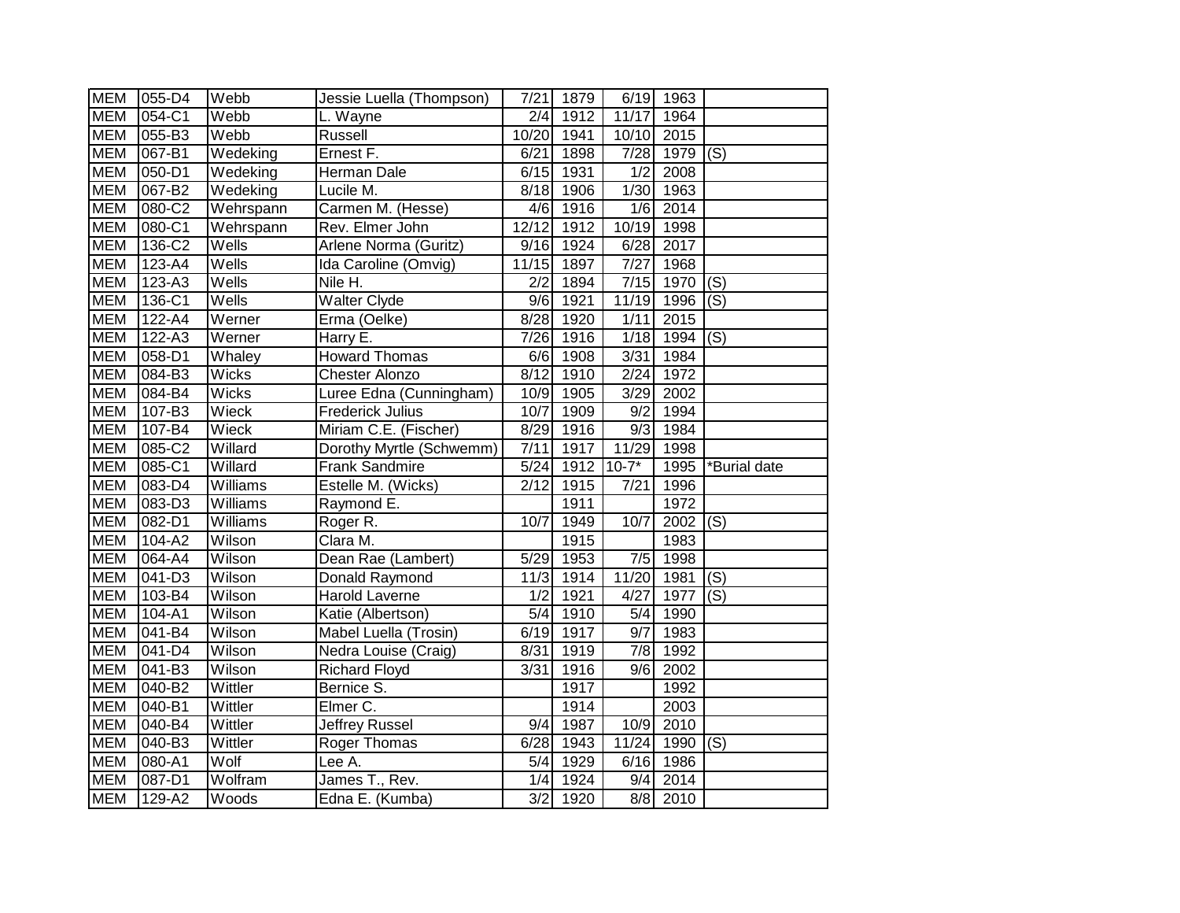| MEM | 055-D4 | Webb | Jessie Luella (Thompson) | 7/21 | 1879 | 6/19 | 1963 | |
|---|---|---|---|---|---|---|---|---|
| MEM | 054-C1 | Webb | L. Wayne | 2/4 | 1912 | 11/17 | 1964 | |
| MEM | 055-B3 | Webb | Russell | 10/20 | 1941 | 10/10 | 2015 | |
| MEM | 067-B1 | Wedeking | Ernest F. | 6/21 | 1898 | 7/28 | 1979 | (S) |
| MEM | 050-D1 | Wedeking | Herman Dale | 6/15 | 1931 | 1/2 | 2008 | |
| MEM | 067-B2 | Wedeking | Lucile M. | 8/18 | 1906 | 1/30 | 1963 | |
| MEM | 080-C2 | Wehrspann | Carmen M. (Hesse) | 4/6 | 1916 | 1/6 | 2014 | |
| MEM | 080-C1 | Wehrspann | Rev. Elmer John | 12/12 | 1912 | 10/19 | 1998 | |
| MEM | 136-C2 | Wells | Arlene Norma (Guritz) | 9/16 | 1924 | 6/28 | 2017 | |
| MEM | 123-A4 | Wells | Ida Caroline (Omvig) | 11/15 | 1897 | 7/27 | 1968 | |
| MEM | 123-A3 | Wells | Nile H. | 2/2 | 1894 | 7/15 | 1970 | (S) |
| MEM | 136-C1 | Wells | Walter Clyde | 9/6 | 1921 | 11/19 | 1996 | (S) |
| MEM | 122-A4 | Werner | Erma (Oelke) | 8/28 | 1920 | 1/11 | 2015 | |
| MEM | 122-A3 | Werner | Harry E. | 7/26 | 1916 | 1/18 | 1994 | (S) |
| MEM | 058-D1 | Whaley | Howard Thomas | 6/6 | 1908 | 3/31 | 1984 | |
| MEM | 084-B3 | Wicks | Chester Alonzo | 8/12 | 1910 | 2/24 | 1972 | |
| MEM | 084-B4 | Wicks | Luree Edna (Cunningham) | 10/9 | 1905 | 3/29 | 2002 | |
| MEM | 107-B3 | Wieck | Frederick Julius | 10/7 | 1909 | 9/2 | 1994 | |
| MEM | 107-B4 | Wieck | Miriam C.E. (Fischer) | 8/29 | 1916 | 9/3 | 1984 | |
| MEM | 085-C2 | Willard | Dorothy Myrtle (Schwemm) | 7/11 | 1917 | 11/29 | 1998 | |
| MEM | 085-C1 | Willard | Frank Sandmire | 5/24 | 1912 | 10-7* | 1995 | *Burial date |
| MEM | 083-D4 | Williams | Estelle M. (Wicks) | 2/12 | 1915 | 7/21 | 1996 | |
| MEM | 083-D3 | Williams | Raymond E. | | 1911 | | 1972 | |
| MEM | 082-D1 | Williams | Roger R. | 10/7 | 1949 | 10/7 | 2002 | (S) |
| MEM | 104-A2 | Wilson | Clara M. | | 1915 | | 1983 | |
| MEM | 064-A4 | Wilson | Dean Rae (Lambert) | 5/29 | 1953 | 7/5 | 1998 | |
| MEM | 041-D3 | Wilson | Donald Raymond | 11/3 | 1914 | 11/20 | 1981 | (S) |
| MEM | 103-B4 | Wilson | Harold Laverne | 1/2 | 1921 | 4/27 | 1977 | (S) |
| MEM | 104-A1 | Wilson | Katie (Albertson) | 5/4 | 1910 | 5/4 | 1990 | |
| MEM | 041-B4 | Wilson | Mabel Luella (Trosin) | 6/19 | 1917 | 9/7 | 1983 | |
| MEM | 041-D4 | Wilson | Nedra Louise (Craig) | 8/31 | 1919 | 7/8 | 1992 | |
| MEM | 041-B3 | Wilson | Richard Floyd | 3/31 | 1916 | 9/6 | 2002 | |
| MEM | 040-B2 | Wittler | Bernice S. | | 1917 | | 1992 | |
| MEM | 040-B1 | Wittler | Elmer C. | | 1914 | | 2003 | |
| MEM | 040-B4 | Wittler | Jeffrey Russel | 9/4 | 1987 | 10/9 | 2010 | |
| MEM | 040-B3 | Wittler | Roger Thomas | 6/28 | 1943 | 11/24 | 1990 | (S) |
| MEM | 080-A1 | Wolf | Lee A. | 5/4 | 1929 | 6/16 | 1986 | |
| MEM | 087-D1 | Wolfram | James T., Rev. | 1/4 | 1924 | 9/4 | 2014 | |
| MEM | 129-A2 | Woods | Edna E. (Kumba) | 3/2 | 1920 | 8/8 | 2010 | |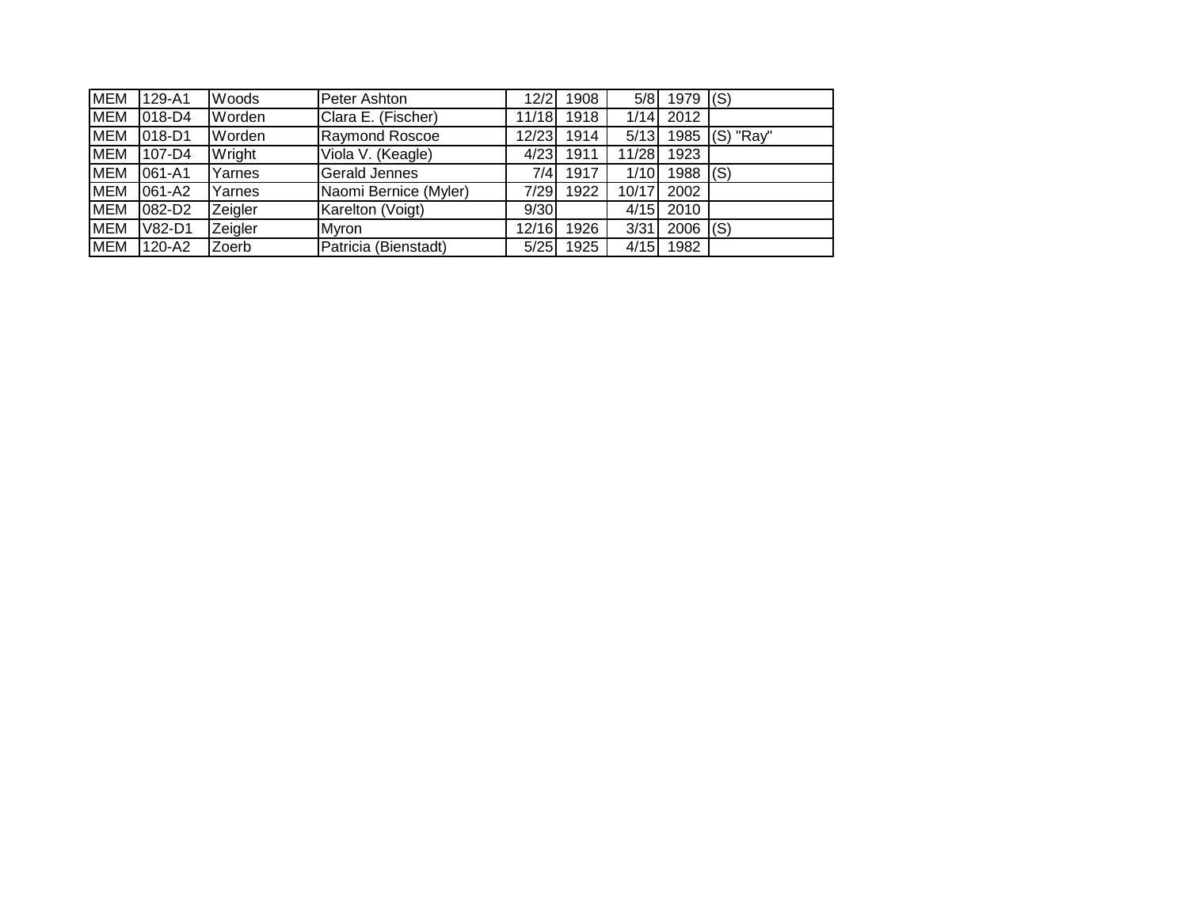| | | | | | | | | |
|---|---|---|---|---|---|---|---|---|
| MEM | 129-A1 | Woods | Peter Ashton | 12/2 | 1908 | 5/8 | 1979 | (S) |
| MEM | 018-D4 | Worden | Clara E. (Fischer) | 11/18 | 1918 | 1/14 | 2012 | |
| MEM | 018-D1 | Worden | Raymond Roscoe | 12/23 | 1914 | 5/13 | 1985 | (S) "Ray" |
| MEM | 107-D4 | Wright | Viola V. (Keagle) | 4/23 | 1911 | 11/28 | 1923 | |
| MEM | 061-A1 | Yarnes | Gerald Jennes | 7/4 | 1917 | 1/10 | 1988 | (S) |
| MEM | 061-A2 | Yarnes | Naomi Bernice (Myler) | 7/29 | 1922 | 10/17 | 2002 | |
| MEM | 082-D2 | Zeigler | Karelton (Voigt) | 9/30 | | 4/15 | 2010 | |
| MEM | V82-D1 | Zeigler | Myron | 12/16 | 1926 | 3/31 | 2006 | (S) |
| MEM | 120-A2 | Zoerb | Patricia (Bienstadt) | 5/25 | 1925 | 4/15 | 1982 | |